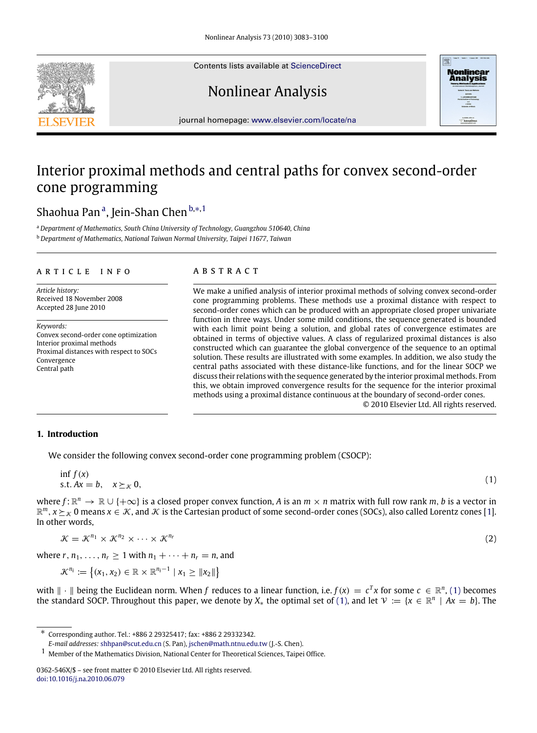# Interior proximal methods and central paths for convex second-order cone programming

Shaohua Pan [a], Jein-Shan Chen [b,*,1]

[a] *Department of Mathematics, South China University of Technology, Guangzhou 510640, China*

[b] *Department of Mathematics, National Taiwan Normal University, Taipei 11677, Taiwan*

## ARTICLE INFO

*Article history:*
Received 18 November 2008
Accepted 28 June 2010

*Keywords:*
Convex second-order cone optimization
Interior proximal methods
Proximal distances with respect to SOCs
Convergence
Central path

## ABSTRACT

We make a unified analysis of interior proximal methods of solving convex second-order cone programming problems. These methods use a proximal distance with respect to second-order cones which can be produced with an appropriate closed proper univariate function in three ways. Under some mild conditions, the sequence generated is bounded with each limit point being a solution, and global rates of convergence estimates are obtained in terms of objective values. A class of regularized proximal distances is also constructed which can guarantee the global convergence of the sequence to an optimal solution. These results are illustrated with some examples. In addition, we also study the central paths associated with these distance-like functions, and for the linear SOCP we discuss their relations with the sequence generated by the interior proximal methods. From this, we obtain improved convergence results for the sequence for the interior proximal methods using a proximal distance continuous at the boundary of second-order cones.

© 2010 Elsevier Ltd. All rights reserved.

## 1. Introduction

We consider the following convex second-order cone programming problem (CSOCP):

$$\begin{aligned} &\inf f(x) \\ &\text{s.t. } Ax = b, \quad x \succeq_{\mathcal{K}} 0, \end{aligned} \tag{1}$$

where $f : \mathbb{R}^n \to \mathbb{R} \cup \{+\infty\}$ is a closed proper convex function, $A$ is an $m \times n$ matrix with full row rank $m$, $b$ is a vector in $\mathbb{R}^m$, $x \succeq_{\mathcal{K}} 0$ means $x \in \mathcal{K}$, and $\mathcal{K}$ is the Cartesian product of some second-order cones (SOCs), also called Lorentz cones [1]. In other words,

$$\mathcal{K} = \mathcal{K}^{n_1} \times \mathcal{K}^{n_2} \times \cdots \times \mathcal{K}^{n_r} \tag{2}$$

where $r, n_1, \ldots, n_r \geq 1$ with $n_1 + \cdots + n_r = n$, and

$$\mathcal{K}^{n_i} := \left\{ (x_1, x_2) \in \mathbb{R} \times \mathbb{R}^{n_i - 1} \mid x_1 \geq \|x_2\| \right\}$$

with $\|\cdot\|$ being the Euclidean norm. When $f$ reduces to a linear function, i.e. $f(x) = c^T x$ for some $c \in \mathbb{R}^n$, (1) becomes the standard SOCP. Throughout this paper, we denote by $X_*$ the optimal set of (1), and let $\mathcal{V} := \{x \in \mathbb{R}^n \mid Ax = b\}$. The

---

* Corresponding author. Tel.: +886 2 29325417; fax: +886 2 29332342.
*E-mail addresses:* shhpan@scut.edu.cn (S. Pan), jschen@math.ntnu.edu.tw (J.-S. Chen).

1 Member of the Mathematics Division, National Center for Theoretical Sciences, Taipei Office.

0362-546X/$ – see front matter © 2010 Elsevier Ltd. All rights reserved.
doi:10.1016/j.na.2010.06.079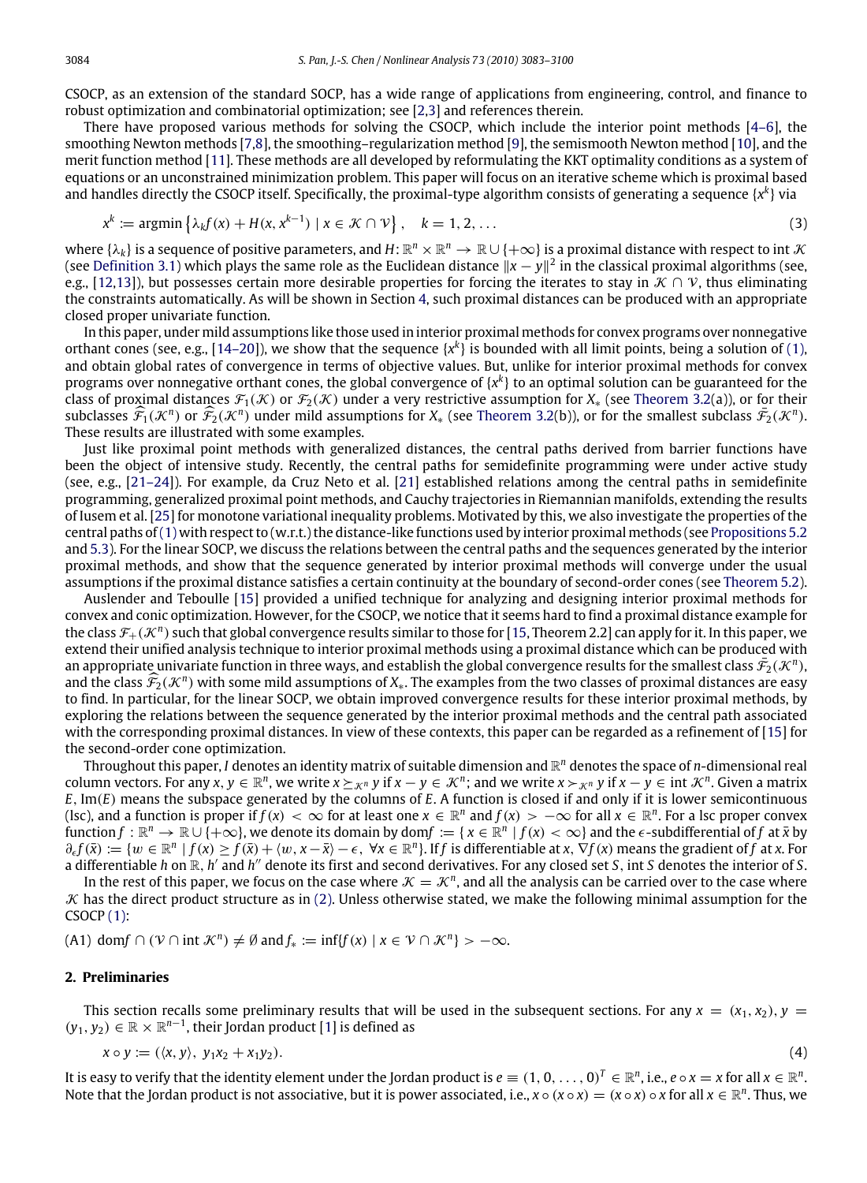CSOCP, as an extension of the standard SOCP, has a wide range of applications from engineering, control, and finance to robust optimization and combinatorial optimization; see [2,3] and references therein.

There have proposed various methods for solving the CSOCP, which include the interior point methods [4–6], the smoothing Newton methods [7,8], the smoothing–regularization method [9], the semismooth Newton method [10], and the merit function method [11]. These methods are all developed by reformulating the KKT optimality conditions as a system of equations or an unconstrained minimization problem. This paper will focus on an iterative scheme which is proximal based and handles directly the CSOCP itself. Specifically, the proximal-type algorithm consists of generating a sequence $\{x^k\}$ via

$$x^k := \operatorname{argmin}\left\{\lambda_k f(x) + H(x, x^{k-1}) \mid x \in \mathcal{K} \cap \mathcal{V}\right\}, \quad k = 1, 2, \ldots \tag{3}$$

where $\{\lambda_k\}$ is a sequence of positive parameters, and $H : \mathbb{R}^n \times \mathbb{R}^n \to \mathbb{R} \cup \{+\infty\}$ is a proximal distance with respect to int $\mathcal{K}$ (see Definition 3.1) which plays the same role as the Euclidean distance $\|x - y\|^2$ in the classical proximal algorithms (see, e.g., [12,13]), but possesses certain more desirable properties for forcing the iterates to stay in $\mathcal{K} \cap \mathcal{V}$, thus eliminating the constraints automatically. As will be shown in Section 4, such proximal distances can be produced with an appropriate closed proper univariate function.

In this paper, under mild assumptions like those used in interior proximal methods for convex programs over nonnegative orthant cones (see, e.g., [14–20]), we show that the sequence $\{x^k\}$ is bounded with all limit points, being a solution of (1), and obtain global rates of convergence in terms of objective values. But, unlike for interior proximal methods for convex programs over nonnegative orthant cones, the global convergence of $\{x^k\}$ to an optimal solution can be guaranteed for the class of proximal distances $\mathcal{F}_1(\mathcal{K})$ or $\mathcal{F}_2(\mathcal{K})$ under a very restrictive assumption for $X_*$ (see Theorem 3.2(a)), or for their subclasses $\widehat{\mathcal{F}}_1(\mathcal{K}^n)$ or $\widehat{\mathcal{F}}_2(\mathcal{K}^n)$ under mild assumptions for $X_*$ (see Theorem 3.2(b)), or for the smallest subclass $\bar{\mathcal{F}}_2(\mathcal{K}^n)$. These results are illustrated with some examples.

Just like proximal point methods with generalized distances, the central paths derived from barrier functions have been the object of intensive study. Recently, the central paths for semidefinite programming were under active study (see, e.g., [21–24]). For example, da Cruz Neto et al. [21] established relations among the central paths in semidefinite programming, generalized proximal point methods, and Cauchy trajectories in Riemannian manifolds, extending the results of Iusem et al. [25] for monotone variational inequality problems. Motivated by this, we also investigate the properties of the central paths of (1) with respect to (w.r.t.) the distance-like functions used by interior proximal methods (see Propositions 5.2 and 5.3). For the linear SOCP, we discuss the relations between the central paths and the sequences generated by the interior proximal methods, and show that the sequence generated by interior proximal methods will converge under the usual assumptions if the proximal distance satisfies a certain continuity at the boundary of second-order cones (see Theorem 5.2).

Auslender and Teboulle [15] provided a unified technique for analyzing and designing interior proximal methods for convex and conic optimization. However, for the CSOCP, we notice that it seems hard to find a proximal distance example for the class $\mathcal{F}_+(\mathcal{K}^n)$ such that global convergence results similar to those for [15, Theorem 2.2] can apply for it. In this paper, we extend their unified analysis technique to interior proximal methods using a proximal distance which can be produced with an appropriate univariate function in three ways, and establish the global convergence results for the smallest class $\bar{\mathcal{F}}_2(\mathcal{K}^n)$, and the class $\widehat{\mathcal{F}}_2(\mathcal{K}^n)$ with some mild assumptions of $X_*$. The examples from the two classes of proximal distances are easy to find. In particular, for the linear SOCP, we obtain improved convergence results for these interior proximal methods, by exploring the relations between the sequence generated by the interior proximal methods and the central path associated with the corresponding proximal distances. In view of these contexts, this paper can be regarded as a refinement of [15] for the second-order cone optimization.

Throughout this paper, $I$ denotes an identity matrix of suitable dimension and $\mathbb{R}^n$ denotes the space of $n$-dimensional real column vectors. For any $x, y \in \mathbb{R}^n$, we write $x \succeq_{\mathcal{K}^n} y$ if $x - y \in \mathcal{K}^n$; and we write $x \succ_{\mathcal{K}^n} y$ if $x - y \in \text{int}\,\mathcal{K}^n$. Given a matrix $E$, $\text{Im}(E)$ means the subspace generated by the columns of $E$. A function is closed if and only if it is lower semicontinuous (lsc), and a function is proper if $f(x) < \infty$ for at least one $x \in \mathbb{R}^n$ and $f(x) > -\infty$ for all $x \in \mathbb{R}^n$. For a lsc proper convex function $f : \mathbb{R}^n \to \mathbb{R} \cup \{+\infty\}$, we denote its domain by $\text{dom} f := \{x \in \mathbb{R}^n \mid f(x) < \infty\}$ and the $\epsilon$-subdifferential of $f$ at $\bar{x}$ by $\partial_\epsilon f(\bar{x}) := \{w \in \mathbb{R}^n \mid f(x) \geq f(\bar{x}) + \langle w, x - \bar{x}\rangle - \epsilon,\ \forall x \in \mathbb{R}^n\}$. If $f$ is differentiable at $x$, $\nabla f(x)$ means the gradient of $f$ at $x$. For a differentiable $h$ on $\mathbb{R}$, $h'$ and $h''$ denote its first and second derivatives. For any closed set $S$, int $S$ denotes the interior of $S$.

In the rest of this paper, we focus on the case where $\mathcal{K} = \mathcal{K}^n$, and all the analysis can be carried over to the case where $\mathcal{K}$ has the direct product structure as in (2). Unless otherwise stated, we make the following minimal assumption for the CSOCP (1):

(A1) $\text{dom} f \cap (\mathcal{V} \cap \text{int}\,\mathcal{K}^n) \neq \emptyset$ and $f_* := \inf\{f(x) \mid x \in \mathcal{V} \cap \mathcal{K}^n\} > -\infty$.

## 2. Preliminaries

This section recalls some preliminary results that will be used in the subsequent sections. For any $x = (x_1, x_2)$, $y = (y_1, y_2) \in \mathbb{R} \times \mathbb{R}^{n-1}$, their Jordan product [1] is defined as

$$x \circ y := (\langle x, y\rangle,\ y_1 x_2 + x_1 y_2). \tag{4}$$

It is easy to verify that the identity element under the Jordan product is $e \equiv (1, 0, \ldots, 0)^T \in \mathbb{R}^n$, i.e., $e \circ x = x$ for all $x \in \mathbb{R}^n$. Note that the Jordan product is not associative, but it is power associated, i.e., $x \circ (x \circ x) = (x \circ x) \circ x$ for all $x \in \mathbb{R}^n$. Thus, we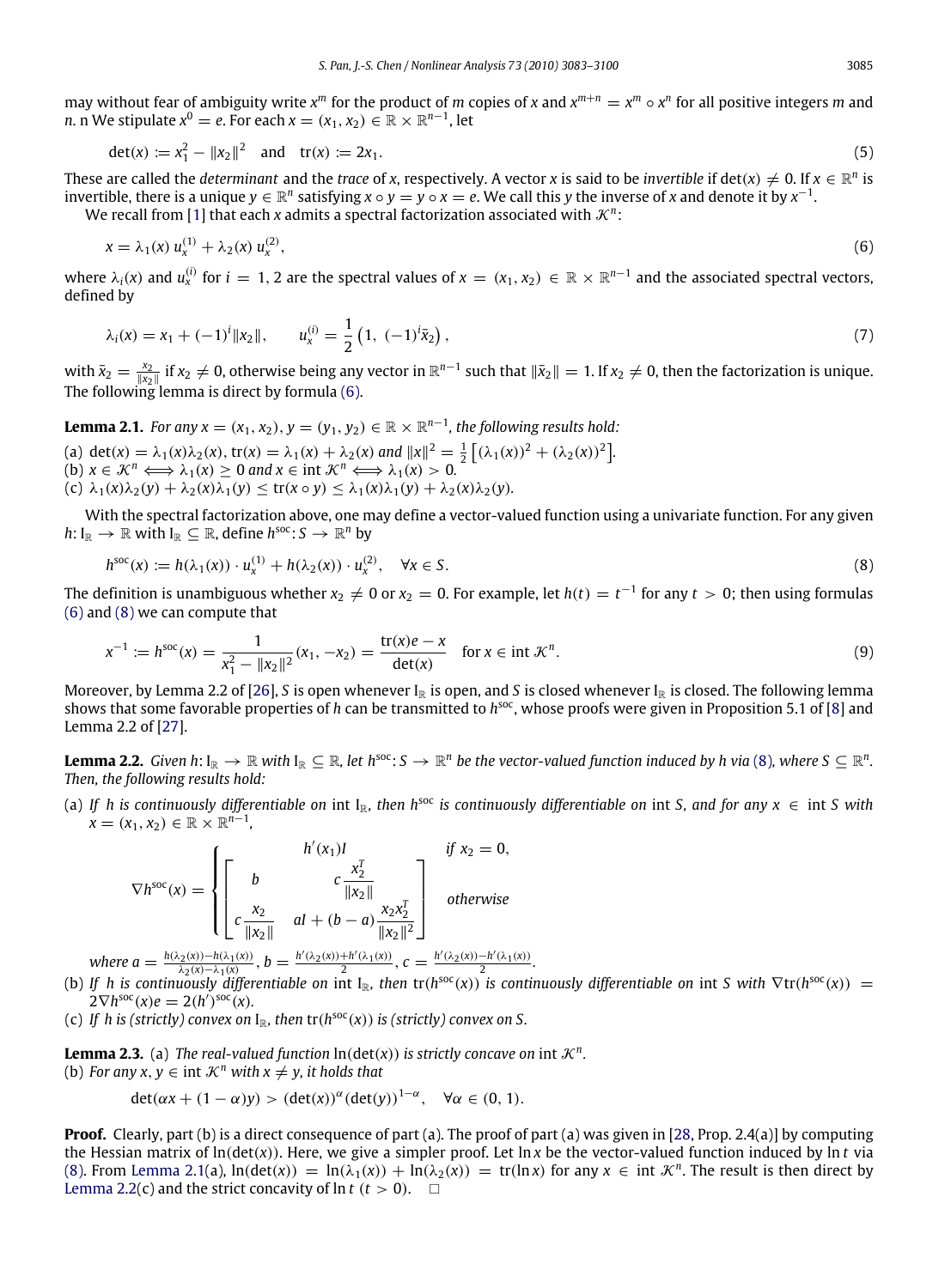may without fear of ambiguity write $x^m$ for the product of $m$ copies of $x$ and $x^{m+n} = x^m \circ x^n$ for all positive integers $m$ and $n$. n We stipulate $x^0 = e$. For each $x = (x_1, x_2) \in \mathbb{R} \times \mathbb{R}^{n-1}$, let

$$\det(x) := x_1^2 - \|x_2\|^2 \quad \text{and} \quad \mathrm{tr}(x) := 2x_1. \tag{5}$$

These are called the *determinant* and the *trace* of $x$, respectively. A vector $x$ is said to be *invertible* if $\det(x) \neq 0$. If $x \in \mathbb{R}^n$ is invertible, there is a unique $y \in \mathbb{R}^n$ satisfying $x \circ y = y \circ x = e$. We call this $y$ the inverse of $x$ and denote it by $x^{-1}$.

We recall from [1] that each $x$ admits a spectral factorization associated with $\mathcal{K}^n$:

$$x = \lambda_1(x)\, u_x^{(1)} + \lambda_2(x)\, u_x^{(2)}, \tag{6}$$

where $\lambda_i(x)$ and $u_x^{(i)}$ for $i = 1, 2$ are the spectral values of $x = (x_1, x_2) \in \mathbb{R} \times \mathbb{R}^{n-1}$ and the associated spectral vectors, defined by

$$\lambda_i(x) = x_1 + (-1)^i \|x_2\|, \qquad u_x^{(i)} = \frac{1}{2}\left(1,\ (-1)^i \bar{x}_2\right), \tag{7}$$

with $\bar{x}_2 = \frac{x_2}{\|x_2\|}$ if $x_2 \neq 0$, otherwise being any vector in $\mathbb{R}^{n-1}$ such that $\|\bar{x}_2\| = 1$. If $x_2 \neq 0$, then the factorization is unique. The following lemma is direct by formula (6).

**Lemma 2.1.** *For any $x = (x_1, x_2), y = (y_1, y_2) \in \mathbb{R} \times \mathbb{R}^{n-1}$, the following results hold:*

(a) $\det(x) = \lambda_1(x)\lambda_2(x)$, $\mathrm{tr}(x) = \lambda_1(x) + \lambda_2(x)$ *and* $\|x\|^2 = \frac{1}{2}\left[(\lambda_1(x))^2 + (\lambda_2(x))^2\right]$.
(b) $x \in \mathcal{K}^n \iff \lambda_1(x) \geq 0$ *and* $x \in \mathrm{int}\,\mathcal{K}^n \iff \lambda_1(x) > 0$.
(c) $\lambda_1(x)\lambda_2(y) + \lambda_2(x)\lambda_1(y) \leq \mathrm{tr}(x \circ y) \leq \lambda_1(x)\lambda_1(y) + \lambda_2(x)\lambda_2(y)$.

With the spectral factorization above, one may define a vector-valued function using a univariate function. For any given $h\colon \mathrm{I}_{\mathbb{R}} \to \mathbb{R}$ with $\mathrm{I}_{\mathbb{R}} \subseteq \mathbb{R}$, define $h^{\mathrm{soc}}\colon S \to \mathbb{R}^n$ by

$$h^{\mathrm{soc}}(x) := h(\lambda_1(x)) \cdot u_x^{(1)} + h(\lambda_2(x)) \cdot u_x^{(2)}, \quad \forall x \in S. \tag{8}$$

The definition is unambiguous whether $x_2 \neq 0$ or $x_2 = 0$. For example, let $h(t) = t^{-1}$ for any $t > 0$; then using formulas (6) and (8) we can compute that

$$x^{-1} := h^{\mathrm{soc}}(x) = \frac{1}{x_1^2 - \|x_2\|^2}(x_1, -x_2) = \frac{\mathrm{tr}(x)e - x}{\det(x)} \quad \text{for } x \in \mathrm{int}\,\mathcal{K}^n. \tag{9}$$

Moreover, by Lemma 2.2 of [26], $S$ is open whenever $\mathrm{I}_{\mathbb{R}}$ is open, and $S$ is closed whenever $\mathrm{I}_{\mathbb{R}}$ is closed. The following lemma shows that some favorable properties of $h$ can be transmitted to $h^{\mathrm{soc}}$, whose proofs were given in Proposition 5.1 of [8] and Lemma 2.2 of [27].

**Lemma 2.2.** *Given $h\colon \mathrm{I}_{\mathbb{R}} \to \mathbb{R}$ with $\mathrm{I}_{\mathbb{R}} \subseteq \mathbb{R}$, let $h^{\mathrm{soc}}\colon S \to \mathbb{R}^n$ be the vector-valued function induced by $h$ via (8), where $S \subseteq \mathbb{R}^n$. Then, the following results hold:*

(a) *If $h$ is continuously differentiable on $\mathrm{int}\,\mathrm{I}_{\mathbb{R}}$, then $h^{\mathrm{soc}}$ is continuously differentiable on $\mathrm{int}\,S$, and for any $x \in \mathrm{int}\,S$ with $x = (x_1, x_2) \in \mathbb{R} \times \mathbb{R}^{n-1}$,*

$$\nabla h^{\mathrm{soc}}(x) = \begin{cases} h'(x_1)I & \text{if } x_2 = 0, \\ \begin{bmatrix} b & c\dfrac{x_2^T}{\|x_2\|} \\ c\dfrac{x_2}{\|x_2\|} & aI + (b-a)\dfrac{x_2 x_2^T}{\|x_2\|^2} \end{bmatrix} & \text{otherwise} \end{cases}$$

*where $a = \frac{h(\lambda_2(x)) - h(\lambda_1(x))}{\lambda_2(x) - \lambda_1(x)}$, $b = \frac{h'(\lambda_2(x)) + h'(\lambda_1(x))}{2}$, $c = \frac{h'(\lambda_2(x)) - h'(\lambda_1(x))}{2}$.*
(b) *If $h$ is continuously differentiable on $\mathrm{int}\,\mathrm{I}_{\mathbb{R}}$, then $\mathrm{tr}(h^{\mathrm{soc}}(x))$ is continuously differentiable on $\mathrm{int}\,S$ with $\nabla \mathrm{tr}(h^{\mathrm{soc}}(x)) = 2\nabla h^{\mathrm{soc}}(x)e = 2(h')^{\mathrm{soc}}(x)$.*
(c) *If $h$ is (strictly) convex on $\mathrm{I}_{\mathbb{R}}$, then $\mathrm{tr}(h^{\mathrm{soc}}(x))$ is (strictly) convex on $S$.*

**Lemma 2.3.** (a) *The real-valued function $\ln(\det(x))$ is strictly concave on $\mathrm{int}\,\mathcal{K}^n$.*
(b) *For any $x, y \in \mathrm{int}\,\mathcal{K}^n$ with $x \neq y$, it holds that*

$$\det(\alpha x + (1-\alpha)y) > (\det(x))^{\alpha}(\det(y))^{1-\alpha}, \quad \forall \alpha \in (0, 1).$$

**Proof.** Clearly, part (b) is a direct consequence of part (a). The proof of part (a) was given in [28, Prop. 2.4(a)] by computing the Hessian matrix of $\ln(\det(x))$. Here, we give a simpler proof. Let $\ln x$ be the vector-valued function induced by $\ln t$ via (8). From Lemma 2.1(a), $\ln(\det(x)) = \ln(\lambda_1(x)) + \ln(\lambda_2(x)) = \mathrm{tr}(\ln x)$ for any $x \in \mathrm{int}\,\mathcal{K}^n$. The result is then direct by Lemma 2.2(c) and the strict concavity of $\ln t$ $(t > 0)$. $\square$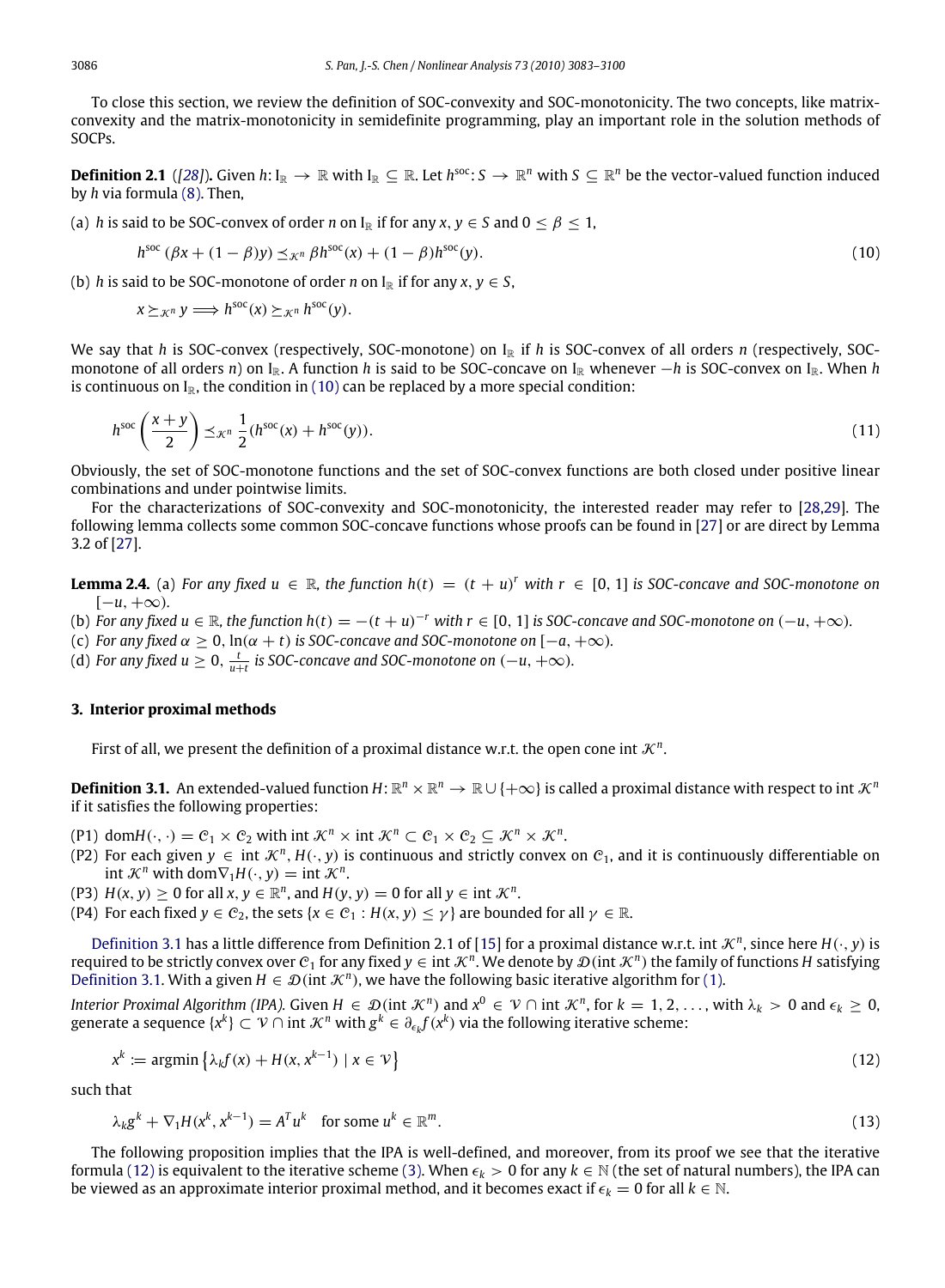To close this section, we review the definition of SOC-convexity and SOC-monotonicity. The two concepts, like matrix-convexity and the matrix-monotonicity in semidefinite programming, play an important role in the solution methods of SOCPs.

**Definition 2.1** ([28]). Given $h\colon \mathrm{I}_{\mathbb{R}} \to \mathbb{R}$ with $\mathrm{I}_{\mathbb{R}} \subseteq \mathbb{R}$. Let $h^{\mathrm{soc}}\colon S \to \mathbb{R}^n$ with $S \subseteq \mathbb{R}^n$ be the vector-valued function induced by $h$ via formula (8). Then,

(a) $h$ is said to be SOC-convex of order $n$ on $\mathrm{I}_{\mathbb{R}}$ if for any $x, y \in S$ and $0 \le \beta \le 1$,

$$h^{\mathrm{soc}}\left(\beta x + (1-\beta)y\right) \preceq_{\mathcal{K}^n} \beta h^{\mathrm{soc}}(x) + (1-\beta)h^{\mathrm{soc}}(y). \tag{10}$$

(b) $h$ is said to be SOC-monotone of order $n$ on $\mathrm{I}_{\mathbb{R}}$ if for any $x, y \in S$,

$$x \succeq_{\mathcal{K}^n} y \Longrightarrow h^{\mathrm{soc}}(x) \succeq_{\mathcal{K}^n} h^{\mathrm{soc}}(y).$$

We say that $h$ is SOC-convex (respectively, SOC-monotone) on $\mathrm{I}_{\mathbb{R}}$ if $h$ is SOC-convex of all orders $n$ (respectively, SOC-monotone of all orders $n$) on $\mathrm{I}_{\mathbb{R}}$. A function $h$ is said to be SOC-concave on $\mathrm{I}_{\mathbb{R}}$ whenever $-h$ is SOC-convex on $\mathrm{I}_{\mathbb{R}}$. When $h$ is continuous on $\mathrm{I}_{\mathbb{R}}$, the condition in (10) can be replaced by a more special condition:

$$h^{\mathrm{soc}}\left(\frac{x+y}{2}\right) \preceq_{\mathcal{K}^n} \frac{1}{2}\left(h^{\mathrm{soc}}(x) + h^{\mathrm{soc}}(y)\right). \tag{11}$$

Obviously, the set of SOC-monotone functions and the set of SOC-convex functions are both closed under positive linear combinations and under pointwise limits.

For the characterizations of SOC-convexity and SOC-monotonicity, the interested reader may refer to [28,29]. The following lemma collects some common SOC-concave functions whose proofs can be found in [27] or are direct by Lemma 3.2 of [27].

**Lemma 2.4.** (a) *For any fixed $u \in \mathbb{R}$, the function $h(t) = (t+u)^r$ with $r \in [0, 1]$ is SOC-concave and SOC-monotone on $[-u, +\infty)$.*

(b) *For any fixed $u \in \mathbb{R}$, the function $h(t) = -(t+u)^{-r}$ with $r \in [0, 1]$ is SOC-concave and SOC-monotone on $(-u, +\infty)$.*

(c) *For any fixed $\alpha \ge 0$, $\ln(\alpha + t)$ is SOC-concave and SOC-monotone on $[-a, +\infty)$.*

(d) *For any fixed $u \ge 0$, $\frac{t}{u+t}$ is SOC-concave and SOC-monotone on $(-u, +\infty)$.*

## 3. Interior proximal methods

First of all, we present the definition of a proximal distance w.r.t. the open cone $\mathrm{int}\,\mathcal{K}^n$.

**Definition 3.1.** An extended-valued function $H\colon \mathbb{R}^n \times \mathbb{R}^n \to \mathbb{R} \cup \{+\infty\}$ is called a proximal distance with respect to $\mathrm{int}\,\mathcal{K}^n$ if it satisfies the following properties:

(P1) $\mathrm{dom}H(\cdot,\cdot) = \mathcal{C}_1 \times \mathcal{C}_2$ with $\mathrm{int}\,\mathcal{K}^n \times \mathrm{int}\,\mathcal{K}^n \subset \mathcal{C}_1 \times \mathcal{C}_2 \subseteq \mathcal{K}^n \times \mathcal{K}^n$.

(P2) For each given $y \in \mathrm{int}\,\mathcal{K}^n$, $H(\cdot, y)$ is continuous and strictly convex on $\mathcal{C}_1$, and it is continuously differentiable on $\mathrm{int}\,\mathcal{K}^n$ with $\mathrm{dom}\nabla_1 H(\cdot, y) = \mathrm{int}\,\mathcal{K}^n$.

(P3) $H(x, y) \ge 0$ for all $x, y \in \mathbb{R}^n$, and $H(y, y) = 0$ for all $y \in \mathrm{int}\,\mathcal{K}^n$.

(P4) For each fixed $y \in \mathcal{C}_2$, the sets $\{x \in \mathcal{C}_1 : H(x, y) \le \gamma\}$ are bounded for all $\gamma \in \mathbb{R}$.

Definition 3.1 has a little difference from Definition 2.1 of [15] for a proximal distance w.r.t. $\mathrm{int}\,\mathcal{K}^n$, since here $H(\cdot, y)$ is required to be strictly convex over $\mathcal{C}_1$ for any fixed $y \in \mathrm{int}\,\mathcal{K}^n$. We denote by $\mathcal{D}(\mathrm{int}\,\mathcal{K}^n)$ the family of functions $H$ satisfying Definition 3.1. With a given $H \in \mathcal{D}(\mathrm{int}\,\mathcal{K}^n)$, we have the following basic iterative algorithm for (1).

*Interior Proximal Algorithm (IPA).* Given $H \in \mathcal{D}(\mathrm{int}\,\mathcal{K}^n)$ and $x^0 \in \mathcal{V} \cap \mathrm{int}\,\mathcal{K}^n$, for $k = 1, 2, \ldots$, with $\lambda_k > 0$ and $\epsilon_k \ge 0$, generate a sequence $\{x^k\} \subset \mathcal{V} \cap \mathrm{int}\,\mathcal{K}^n$ with $g^k \in \partial_{\epsilon_k} f(x^k)$ via the following iterative scheme:

$$x^k := \mathrm{argmin}\left\{\lambda_k f(x) + H(x, x^{k-1}) \mid x \in \mathcal{V}\right\} \tag{12}$$

such that

$$\lambda_k g^k + \nabla_1 H(x^k, x^{k-1}) = A^T u^k \quad \text{for some } u^k \in \mathbb{R}^m. \tag{13}$$

The following proposition implies that the IPA is well-defined, and moreover, from its proof we see that the iterative formula (12) is equivalent to the iterative scheme (3). When $\epsilon_k > 0$ for any $k \in \mathbb{N}$ (the set of natural numbers), the IPA can be viewed as an approximate interior proximal method, and it becomes exact if $\epsilon_k = 0$ for all $k \in \mathbb{N}$.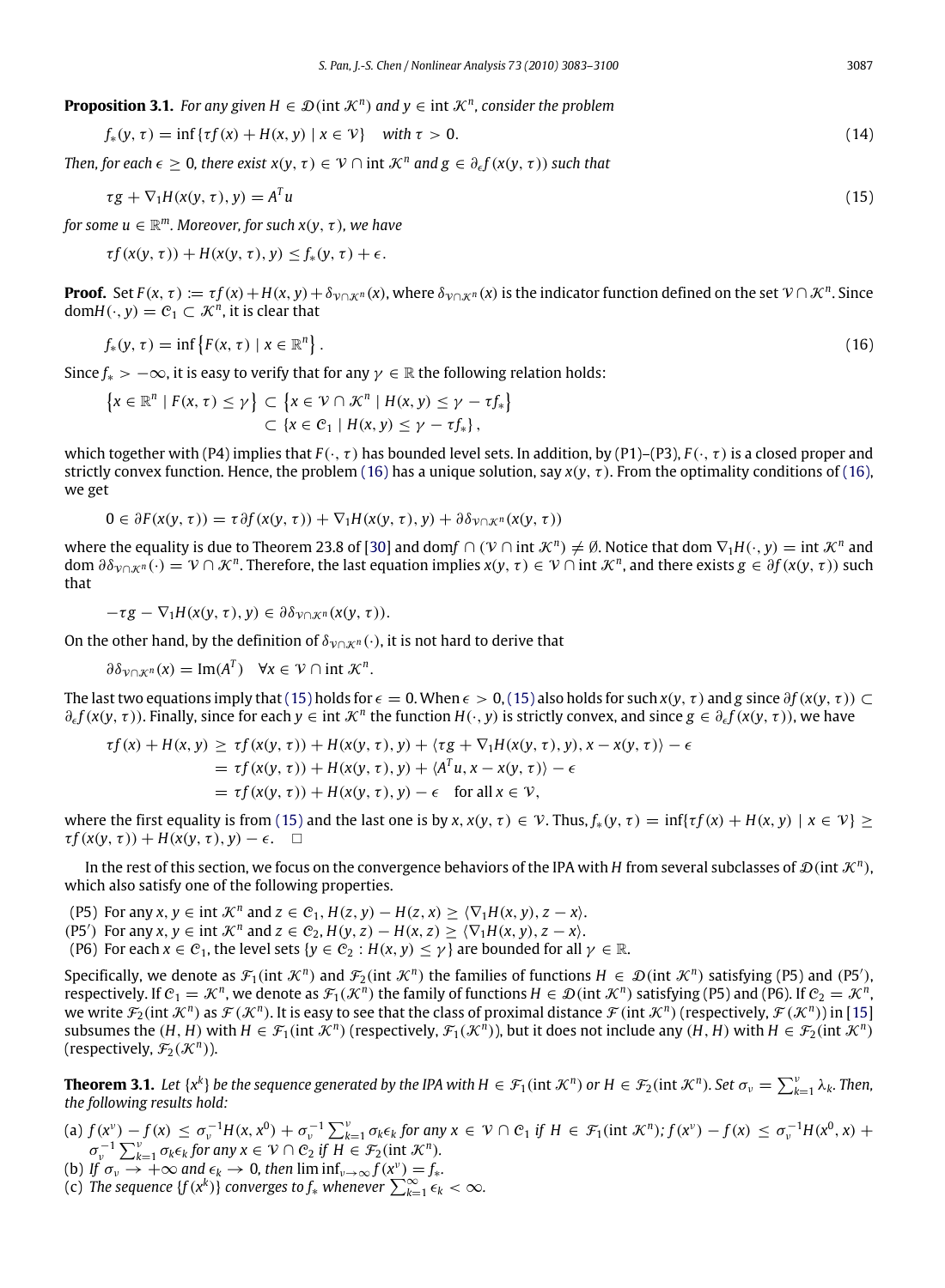**Proposition 3.1.** *For any given $H \in \mathcal{D}(\text{int } \mathcal{K}^n)$ and $y \in \text{int } \mathcal{K}^n$, consider the problem*

$$f_*(y, \tau) = \inf\{\tau f(x) + H(x, y) \mid x \in \mathcal{V}\} \quad \text{with } \tau > 0. \tag{14}$$

*Then, for each $\epsilon \geq 0$, there exist $x(y, \tau) \in \mathcal{V} \cap \text{int } \mathcal{K}^n$ and $g \in \partial_\epsilon f(x(y, \tau))$ such that*

$$\tau g + \nabla_1 H(x(y, \tau), y) = A^T u \tag{15}$$

*for some $u \in \mathbb{R}^m$. Moreover, for such $x(y, \tau)$, we have*

$$\tau f(x(y, \tau)) + H(x(y, \tau), y) \leq f_*(y, \tau) + \epsilon.$$

**Proof.** Set $F(x, \tau) := \tau f(x) + H(x, y) + \delta_{\mathcal{V} \cap \mathcal{K}^n}(x)$, where $\delta_{\mathcal{V} \cap \mathcal{K}^n}(x)$ is the indicator function defined on the set $\mathcal{V} \cap \mathcal{K}^n$. Since $\text{dom}H(\cdot, y) = \mathcal{C}_1 \subset \mathcal{K}^n$, it is clear that

$$f_*(y, \tau) = \inf\left\{F(x, \tau) \mid x \in \mathbb{R}^n\right\}. \tag{16}$$

Since $f_* > -\infty$, it is easy to verify that for any $\gamma \in \mathbb{R}$ the following relation holds:

$$\begin{aligned} \left\{x \in \mathbb{R}^n \mid F(x, \tau) \leq \gamma\right\} &\subset \left\{x \in \mathcal{V} \cap \mathcal{K}^n \mid H(x, y) \leq \gamma - \tau f_*\right\} \\ &\subset \{x \in \mathcal{C}_1 \mid H(x, y) \leq \gamma - \tau f_*\}, \end{aligned}$$

which together with (P4) implies that $F(\cdot, \tau)$ has bounded level sets. In addition, by (P1)–(P3), $F(\cdot, \tau)$ is a closed proper and strictly convex function. Hence, the problem (16) has a unique solution, say $x(y, \tau)$. From the optimality conditions of (16), we get

$$0 \in \partial F(x(y, \tau)) = \tau \partial f(x(y, \tau)) + \nabla_1 H(x(y, \tau), y) + \partial \delta_{\mathcal{V} \cap \mathcal{K}^n}(x(y, \tau))$$

where the equality is due to Theorem 23.8 of [30] and $\text{dom} f \cap (\mathcal{V} \cap \text{int } \mathcal{K}^n) \neq \emptyset$. Notice that $\text{dom } \nabla_1 H(\cdot, y) = \text{int } \mathcal{K}^n$ and $\text{dom } \partial \delta_{\mathcal{V} \cap \mathcal{K}^n}(\cdot) = \mathcal{V} \cap \mathcal{K}^n$. Therefore, the last equation implies $x(y, \tau) \in \mathcal{V} \cap \text{int } \mathcal{K}^n$, and there exists $g \in \partial f(x(y, \tau))$ such that

$$-\tau g - \nabla_1 H(x(y, \tau), y) \in \partial \delta_{\mathcal{V} \cap \mathcal{K}^n}(x(y, \tau)).$$

On the other hand, by the definition of $\delta_{\mathcal{V} \cap \mathcal{K}^n}(\cdot)$, it is not hard to derive that

$$\partial \delta_{\mathcal{V} \cap \mathcal{K}^n}(x) = \text{Im}(A^T) \quad \forall x \in \mathcal{V} \cap \text{int } \mathcal{K}^n.$$

The last two equations imply that (15) holds for $\epsilon = 0$. When $\epsilon > 0$, (15) also holds for such $x(y, \tau)$ and $g$ since $\partial f(x(y, \tau)) \subset \partial_\epsilon f(x(y, \tau))$. Finally, since for each $y \in \text{int } \mathcal{K}^n$ the function $H(\cdot, y)$ is strictly convex, and since $g \in \partial_\epsilon f(x(y, \tau))$, we have

$$\begin{aligned} \tau f(x) + H(x, y) &\geq \tau f(x(y, \tau)) + H(x(y, \tau), y) + \langle \tau g + \nabla_1 H(x(y, \tau), y), x - x(y, \tau) \rangle - \epsilon \\ &= \tau f(x(y, \tau)) + H(x(y, \tau), y) + \langle A^T u, x - x(y, \tau) \rangle - \epsilon \\ &= \tau f(x(y, \tau)) + H(x(y, \tau), y) - \epsilon \quad \text{for all } x \in \mathcal{V}, \end{aligned}$$

where the first equality is from (15) and the last one is by $x, x(y, \tau) \in \mathcal{V}$. Thus, $f_*(y, \tau) = \inf\{\tau f(x) + H(x, y) \mid x \in \mathcal{V}\} \geq \tau f(x(y, \tau)) + H(x(y, \tau), y) - \epsilon$. $\square$

In the rest of this section, we focus on the convergence behaviors of the IPA with $H$ from several subclasses of $\mathcal{D}(\text{int } \mathcal{K}^n)$, which also satisfy one of the following properties.

- (P5) For any $x, y \in \text{int } \mathcal{K}^n$ and $z \in \mathcal{C}_1$, $H(z, y) - H(z, x) \geq \langle \nabla_1 H(x, y), z - x \rangle$.
- (P5′) For any $x, y \in \text{int } \mathcal{K}^n$ and $z \in \mathcal{C}_2$, $H(y, z) - H(x, z) \geq \langle \nabla_1 H(x, y), z - x \rangle$.
- (P6) For each $x \in \mathcal{C}_1$, the level sets $\{y \in \mathcal{C}_2 : H(x, y) \leq \gamma\}$ are bounded for all $\gamma \in \mathbb{R}$.

Specifically, we denote as $\mathcal{F}_1(\text{int } \mathcal{K}^n)$ and $\mathcal{F}_2(\text{int } \mathcal{K}^n)$ the families of functions $H \in \mathcal{D}(\text{int } \mathcal{K}^n)$ satisfying (P5) and (P5′), respectively. If $\mathcal{C}_1 = \mathcal{K}^n$, we denote as $\mathcal{F}_1(\mathcal{K}^n)$ the family of functions $H \in \mathcal{D}(\text{int } \mathcal{K}^n)$ satisfying (P5) and (P6). If $\mathcal{C}_2 = \mathcal{K}^n$, we write $\mathcal{F}_2(\text{int } \mathcal{K}^n)$ as $\mathcal{F}(\mathcal{K}^n)$. It is easy to see that the class of proximal distance $\mathcal{F}(\text{int } \mathcal{K}^n)$ (respectively, $\mathcal{F}(\mathcal{K}^n)$) in [15] subsumes the $(H, H)$ with $H \in \mathcal{F}_1(\text{int } \mathcal{K}^n)$ (respectively, $\mathcal{F}_1(\mathcal{K}^n)$), but it does not include any $(H, H)$ with $H \in \mathcal{F}_2(\text{int } \mathcal{K}^n)$ (respectively, $\mathcal{F}_2(\mathcal{K}^n)$).

**Theorem 3.1.** *Let $\{x^k\}$ be the sequence generated by the IPA with $H \in \mathcal{F}_1(\text{int } \mathcal{K}^n)$ or $H \in \mathcal{F}_2(\text{int } \mathcal{K}^n)$. Set $\sigma_\nu = \sum_{k=1}^{\nu} \lambda_k$. Then, the following results hold:*

(a) *$f(x^\nu) - f(x) \leq \sigma_\nu^{-1} H(x, x^0) + \sigma_\nu^{-1} \sum_{k=1}^{\nu} \sigma_k \epsilon_k$ for any $x \in \mathcal{V} \cap \mathcal{C}_1$ if $H \in \mathcal{F}_1(\text{int } \mathcal{K}^n)$; $f(x^\nu) - f(x) \leq \sigma_\nu^{-1} H(x^0, x) + \sigma_\nu^{-1} \sum_{k=1}^{\nu} \sigma_k \epsilon_k$ for any $x \in \mathcal{V} \cap \mathcal{C}_2$ if $H \in \mathcal{F}_2(\text{int } \mathcal{K}^n)$.*

(b) *If $\sigma_\nu \to +\infty$ and $\epsilon_k \to 0$, then $\liminf_{\nu \to \infty} f(x^\nu) = f_*$.*

(c) *The sequence $\{f(x^k)\}$ converges to $f_*$ whenever $\sum_{k=1}^{\infty} \epsilon_k < \infty$.*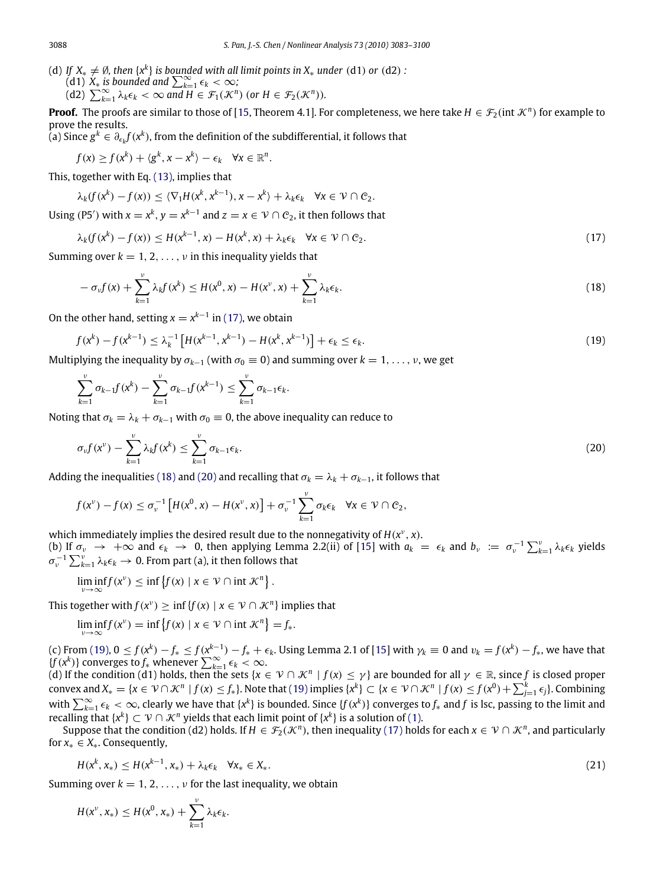(d) *If $X_* \neq \emptyset$, then $\{x^k\}$ is bounded with all limit points in $X_*$ under* (d1) *or* (d2) *:*
  (d1) *$X_*$ is bounded and $\sum_{k=1}^{\infty} \epsilon_k < \infty$;*
  (d2) *$\sum_{k=1}^{\infty} \lambda_k \epsilon_k < \infty$ and $H \in \mathcal{F}_1(\mathcal{K}^n)$ (or $H \in \mathcal{F}_2(\mathcal{K}^n)$).*

**Proof.** The proofs are similar to those of [15, Theorem 4.1]. For completeness, we here take $H \in \mathcal{F}_2(\text{int } \mathcal{K}^n)$ for example to prove the results.

(a) Since $g^k \in \partial_{\epsilon_k} f(x^k)$, from the definition of the subdifferential, it follows that

$$f(x) \geq f(x^k) + \langle g^k, x - x^k \rangle - \epsilon_k \quad \forall x \in \mathbb{R}^n.$$

This, together with Eq. (13), implies that

$$\lambda_k (f(x^k) - f(x)) \leq \langle \nabla_1 H(x^k, x^{k-1}), x - x^k \rangle + \lambda_k \epsilon_k \quad \forall x \in \mathcal{V} \cap \mathcal{C}_2.$$

Using (P5′) with $x = x^k$, $y = x^{k-1}$ and $z = x \in \mathcal{V} \cap \mathcal{C}_2$, it then follows that

$$\lambda_k (f(x^k) - f(x)) \leq H(x^{k-1}, x) - H(x^k, x) + \lambda_k \epsilon_k \quad \forall x \in \mathcal{V} \cap \mathcal{C}_2. \tag{17}$$

Summing over $k = 1, 2, \ldots, \nu$ in this inequality yields that

$$-\sigma_\nu f(x) + \sum_{k=1}^{\nu} \lambda_k f(x^k) \leq H(x^0, x) - H(x^\nu, x) + \sum_{k=1}^{\nu} \lambda_k \epsilon_k. \tag{18}$$

On the other hand, setting $x = x^{k-1}$ in (17), we obtain

$$f(x^k) - f(x^{k-1}) \leq \lambda_k^{-1} \left[ H(x^{k-1}, x^{k-1}) - H(x^k, x^{k-1}) \right] + \epsilon_k \leq \epsilon_k. \tag{19}$$

Multiplying the inequality by $\sigma_{k-1}$ (with $\sigma_0 \equiv 0$) and summing over $k = 1, \ldots, \nu$, we get

$$\sum_{k=1}^{\nu} \sigma_{k-1} f(x^k) - \sum_{k=1}^{\nu} \sigma_{k-1} f(x^{k-1}) \leq \sum_{k=1}^{\nu} \sigma_{k-1} \epsilon_k.$$

Noting that $\sigma_k = \lambda_k + \sigma_{k-1}$ with $\sigma_0 \equiv 0$, the above inequality can reduce to

$$\sigma_\nu f(x^\nu) - \sum_{k=1}^{\nu} \lambda_k f(x^k) \leq \sum_{k=1}^{\nu} \sigma_{k-1} \epsilon_k. \tag{20}$$

Adding the inequalities (18) and (20) and recalling that $\sigma_k = \lambda_k + \sigma_{k-1}$, it follows that

$$f(x^\nu) - f(x) \leq \sigma_\nu^{-1} \left[ H(x^0, x) - H(x^\nu, x) \right] + \sigma_\nu^{-1} \sum_{k=1}^{\nu} \sigma_k \epsilon_k \quad \forall x \in \mathcal{V} \cap \mathcal{C}_2,$$

which immediately implies the desired result due to the nonnegativity of $H(x^\nu, x)$.

(b) If $\sigma_\nu \to +\infty$ and $\epsilon_k \to 0$, then applying Lemma 2.2(ii) of [15] with $a_k = \epsilon_k$ and $b_\nu := \sigma_\nu^{-1} \sum_{k=1}^{\nu} \lambda_k \epsilon_k$ yields $\sigma_\nu^{-1} \sum_{k=1}^{\nu} \lambda_k \epsilon_k \to 0$. From part (a), it then follows that

$$\liminf_{\nu \to \infty} f(x^\nu) \leq \inf \left\{ f(x) \mid x \in \mathcal{V} \cap \text{int } \mathcal{K}^n \right\}.$$

This together with $f(x^\nu) \geq \inf \{ f(x) \mid x \in \mathcal{V} \cap \mathcal{K}^n \}$ implies that

$$\liminf_{\nu \to \infty} f(x^\nu) = \inf \left\{ f(x) \mid x \in \mathcal{V} \cap \text{int } \mathcal{K}^n \right\} = f_*.$$

(c) From (19), $0 \leq f(x^k) - f_* \leq f(x^{k-1}) - f_* + \epsilon_k$. Using Lemma 2.1 of [15] with $\gamma_k \equiv 0$ and $\upsilon_k = f(x^k) - f_*$, we have that $\{f(x^k)\}$ converges to $f_*$ whenever $\sum_{k=1}^{\infty} \epsilon_k < \infty$.

(d) If the condition (d1) holds, then the sets $\{x \in \mathcal{V} \cap \mathcal{K}^n \mid f(x) \leq \gamma\}$ are bounded for all $\gamma \in \mathbb{R}$, since $f$ is closed proper convex and $X_* = \{x \in \mathcal{V} \cap \mathcal{K}^n \mid f(x) \leq f_*\}$. Note that (19) implies $\{x^k\} \subset \{x \in \mathcal{V} \cap \mathcal{K}^n \mid f(x) \leq f(x^0) + \sum_{j=1}^{k} \epsilon_j\}$. Combining with $\sum_{k=1}^{\infty} \epsilon_k < \infty$, clearly we have that $\{x^k\}$ is bounded. Since $\{f(x^k)\}$ converges to $f_*$ and $f$ is lsc, passing to the limit and recalling that $\{x^k\} \subset \mathcal{V} \cap \mathcal{K}^n$ yields that each limit point of $\{x^k\}$ is a solution of (1).

Suppose that the condition (d2) holds. If $H \in \mathcal{F}_2(\mathcal{K}^n)$, then inequality (17) holds for each $x \in \mathcal{V} \cap \mathcal{K}^n$, and particularly for $x_* \in X_*$. Consequently,

$$H(x^k, x_*) \leq H(x^{k-1}, x_*) + \lambda_k \epsilon_k \quad \forall x_* \in X_*. \tag{21}$$

Summing over $k = 1, 2, \ldots, \nu$ for the last inequality, we obtain

$$H(x^\nu, x_*) \leq H(x^0, x_*) + \sum_{k=1}^{\nu} \lambda_k \epsilon_k.$$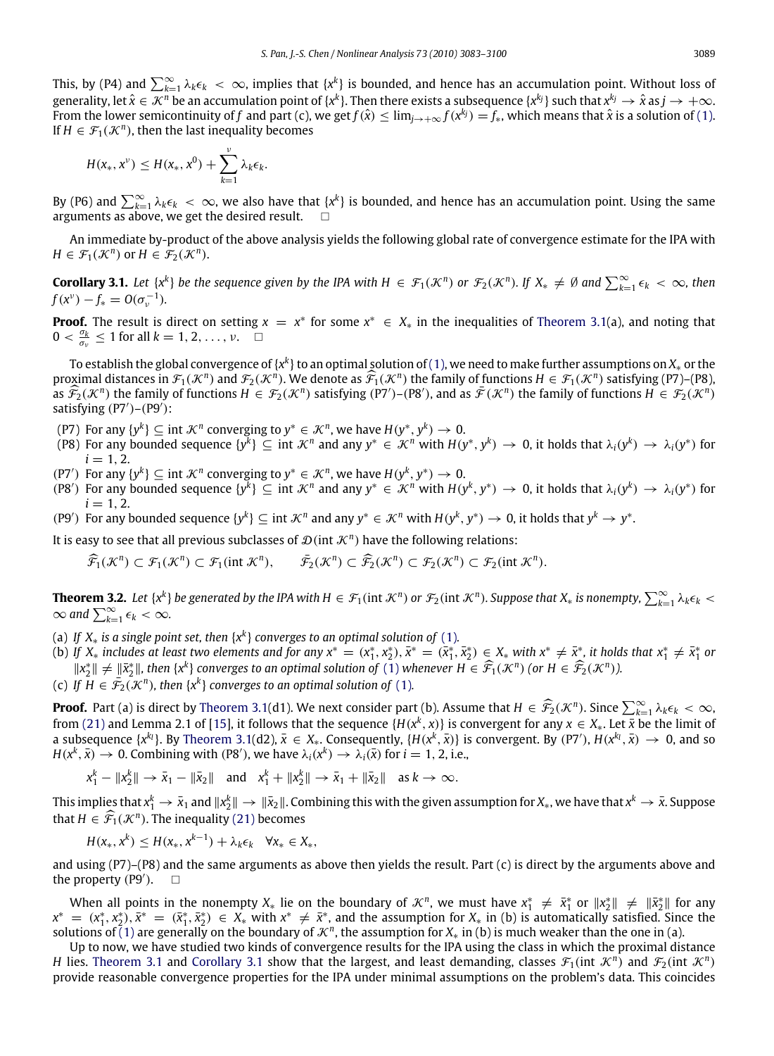This, by (P4) and $\sum_{k=1}^{\infty} \lambda_k \epsilon_k < \infty$, implies that $\{x^k\}$ is bounded, and hence has an accumulation point. Without loss of generality, let $\hat{x} \in \mathcal{K}^n$ be an accumulation point of $\{x^k\}$. Then there exists a subsequence $\{x^{k_j}\}$ such that $x^{k_j} \to \hat{x}$ as $j \to +\infty$. From the lower semicontinuity of $f$ and part (c), we get $f(\hat{x}) \le \lim_{j\to+\infty} f(x^{k_j}) = f_*$, which means that $\hat{x}$ is a solution of (1). If $H \in \mathcal{F}_1(\mathcal{K}^n)$, then the last inequality becomes

$$H(x_*, x^\nu) \le H(x_*, x^0) + \sum_{k=1}^{\nu} \lambda_k \epsilon_k.$$

By (P6) and $\sum_{k=1}^{\infty} \lambda_k \epsilon_k < \infty$, we also have that $\{x^k\}$ is bounded, and hence has an accumulation point. Using the same arguments as above, we get the desired result. $\square$

An immediate by-product of the above analysis yields the following global rate of convergence estimate for the IPA with $H \in \mathcal{F}_1(\mathcal{K}^n)$ or $H \in \mathcal{F}_2(\mathcal{K}^n)$.

**Corollary 3.1.** *Let $\{x^k\}$ be the sequence given by the IPA with $H \in \mathcal{F}_1(\mathcal{K}^n)$ or $\mathcal{F}_2(\mathcal{K}^n)$. If $X_* \neq \emptyset$ and $\sum_{k=1}^{\infty} \epsilon_k < \infty$, then $f(x^\nu) - f_* = O(\sigma_\nu^{-1})$.*

**Proof.** The result is direct on setting $x = x^*$ for some $x^* \in X_*$ in the inequalities of Theorem 3.1(a), and noting that $0 < \frac{\sigma_k}{\sigma_\nu} \le 1$ for all $k = 1, 2, \ldots, \nu$. $\square$

To establish the global convergence of $\{x^k\}$ to an optimal solution of (1), we need to make further assumptions on $X_*$ or the proximal distances in $\mathcal{F}_1(\mathcal{K}^n)$ and $\mathcal{F}_2(\mathcal{K}^n)$. We denote as $\widehat{\mathcal{F}}_1(\mathcal{K}^n)$ the family of functions $H \in \mathcal{F}_1(\mathcal{K}^n)$ satisfying (P7)–(P8), as $\widehat{\mathcal{F}}_2(\mathcal{K}^n)$ the family of functions $H \in \mathcal{F}_2(\mathcal{K}^n)$ satisfying (P7′)–(P8′), and as $\bar{\mathcal{F}}(\mathcal{K}^n)$ the family of functions $H \in \mathcal{F}_2(\mathcal{K}^n)$ satisfying (P7′)–(P9′):

- (P7) For any $\{y^k\} \subseteq \operatorname{int} \mathcal{K}^n$ converging to $y^* \in \mathcal{K}^n$, we have $H(y^*, y^k) \to 0$.
- (P8) For any bounded sequence $\{y^k\} \subseteq \operatorname{int} \mathcal{K}^n$ and any $y^* \in \mathcal{K}^n$ with $H(y^*, y^k) \to 0$, it holds that $\lambda_i(y^k) \to \lambda_i(y^*)$ for $i = 1, 2$.
- (P7′) For any $\{y^k\} \subseteq \operatorname{int} \mathcal{K}^n$ converging to $y^* \in \mathcal{K}^n$, we have $H(y^k, y^*) \to 0$.
- (P8′) For any bounded sequence $\{y^k\} \subseteq \operatorname{int} \mathcal{K}^n$ and any $y^* \in \mathcal{K}^n$ with $H(y^k, y^*) \to 0$, it holds that $\lambda_i(y^k) \to \lambda_i(y^*)$ for $i = 1, 2$.
- (P9′) For any bounded sequence $\{y^k\} \subseteq \operatorname{int} \mathcal{K}^n$ and any $y^* \in \mathcal{K}^n$ with $H(y^k, y^*) \to 0$, it holds that $y^k \to y^*$.

It is easy to see that all previous subclasses of $\mathcal{D}(\operatorname{int} \mathcal{K}^n)$ have the following relations:

$$\widehat{\mathcal{F}}_1(\mathcal{K}^n) \subset \mathcal{F}_1(\mathcal{K}^n) \subset \mathcal{F}_1(\operatorname{int} \mathcal{K}^n), \qquad \bar{\mathcal{F}}_2(\mathcal{K}^n) \subset \widehat{\mathcal{F}}_2(\mathcal{K}^n) \subset \mathcal{F}_2(\mathcal{K}^n) \subset \mathcal{F}_2(\operatorname{int} \mathcal{K}^n).$$

**Theorem 3.2.** *Let $\{x^k\}$ be generated by the IPA with $H \in \mathcal{F}_1(\operatorname{int} \mathcal{K}^n)$ or $\mathcal{F}_2(\operatorname{int} \mathcal{K}^n)$. Suppose that $X_*$ is nonempty, $\sum_{k=1}^{\infty} \lambda_k \epsilon_k < \infty$ and $\sum_{k=1}^{\infty} \epsilon_k < \infty$.*

(a) *If $X_*$ is a single point set, then $\{x^k\}$ converges to an optimal solution of (1).*
(b) *If $X_*$ includes at least two elements and for any $x^* = (x_1^*, x_2^*), \bar{x}^* = (\bar{x}_1^*, \bar{x}_2^*) \in X_*$ with $x^* \neq \bar{x}^*$, it holds that $x_1^* \neq \bar{x}_1^*$ or $\|x_2^*\| \neq \|\bar{x}_2^*\|$, then $\{x^k\}$ converges to an optimal solution of (1) whenever $H \in \widehat{\mathcal{F}}_1(\mathcal{K}^n)$ (or $H \in \widehat{\mathcal{F}}_2(\mathcal{K}^n)$).*
(c) *If $H \in \bar{\mathcal{F}}_2(\mathcal{K}^n)$, then $\{x^k\}$ converges to an optimal solution of (1).*

**Proof.** Part (a) is direct by Theorem 3.1(d1). We next consider part (b). Assume that $H \in \widehat{\mathcal{F}}_2(\mathcal{K}^n)$. Since $\sum_{k=1}^{\infty} \lambda_k \epsilon_k < \infty$, from (21) and Lemma 2.1 of [15], it follows that the sequence $\{H(x^k, x)\}$ is convergent for any $x \in X_*$. Let $\bar{x}$ be the limit of a subsequence $\{x^{k_l}\}$. By Theorem 3.1(d2), $\bar{x} \in X_*$. Consequently, $\{H(x^k, \bar{x})\}$ is convergent. By (P7′), $H(x^{k_l}, \bar{x}) \to 0$, and so $H(x^k, \bar{x}) \to 0$. Combining with (P8′), we have $\lambda_i(x^k) \to \lambda_i(\bar{x})$ for $i = 1, 2$, i.e.,

$$x_1^k - \|x_2^k\| \to \bar{x}_1 - \|\bar{x}_2\| \quad \text{and} \quad x_1^k + \|x_2^k\| \to \bar{x}_1 + \|\bar{x}_2\| \quad \text{as } k \to \infty.$$

This implies that $x_1^k \to \bar{x}_1$ and $\|x_2^k\| \to \|\bar{x}_2\|$. Combining this with the given assumption for $X_*$, we have that $x^k \to \bar{x}$. Suppose that $H \in \widehat{\mathcal{F}}_1(\mathcal{K}^n)$. The inequality (21) becomes

$$H(x_*, x^k) \le H(x_*, x^{k-1}) + \lambda_k \epsilon_k \quad \forall x_* \in X_*,$$

and using (P7)–(P8) and the same arguments as above then yields the result. Part (c) is direct by the arguments above and the property (P9′). $\square$

When all points in the nonempty $X_*$ lie on the boundary of $\mathcal{K}^n$, we must have $x_1^* \neq \bar{x}_1^*$ or $\|x_2^*\| \neq \|\bar{x}_2^*\|$ for any $x^* = (x_1^*, x_2^*), \bar{x}^* = (\bar{x}_1^*, \bar{x}_2^*) \in X_*$ with $x^* \neq \bar{x}^*$, and the assumption for $X_*$ in (b) is automatically satisfied. Since the solutions of (1) are generally on the boundary of $\mathcal{K}^n$, the assumption for $X_*$ in (b) is much weaker than the one in (a).

Up to now, we have studied two kinds of convergence results for the IPA using the class in which the proximal distance $H$ lies. Theorem 3.1 and Corollary 3.1 show that the largest, and least demanding, classes $\mathcal{F}_1(\operatorname{int} \mathcal{K}^n)$ and $\mathcal{F}_2(\operatorname{int} \mathcal{K}^n)$ provide reasonable convergence properties for the IPA under minimal assumptions on the problem's data. This coincides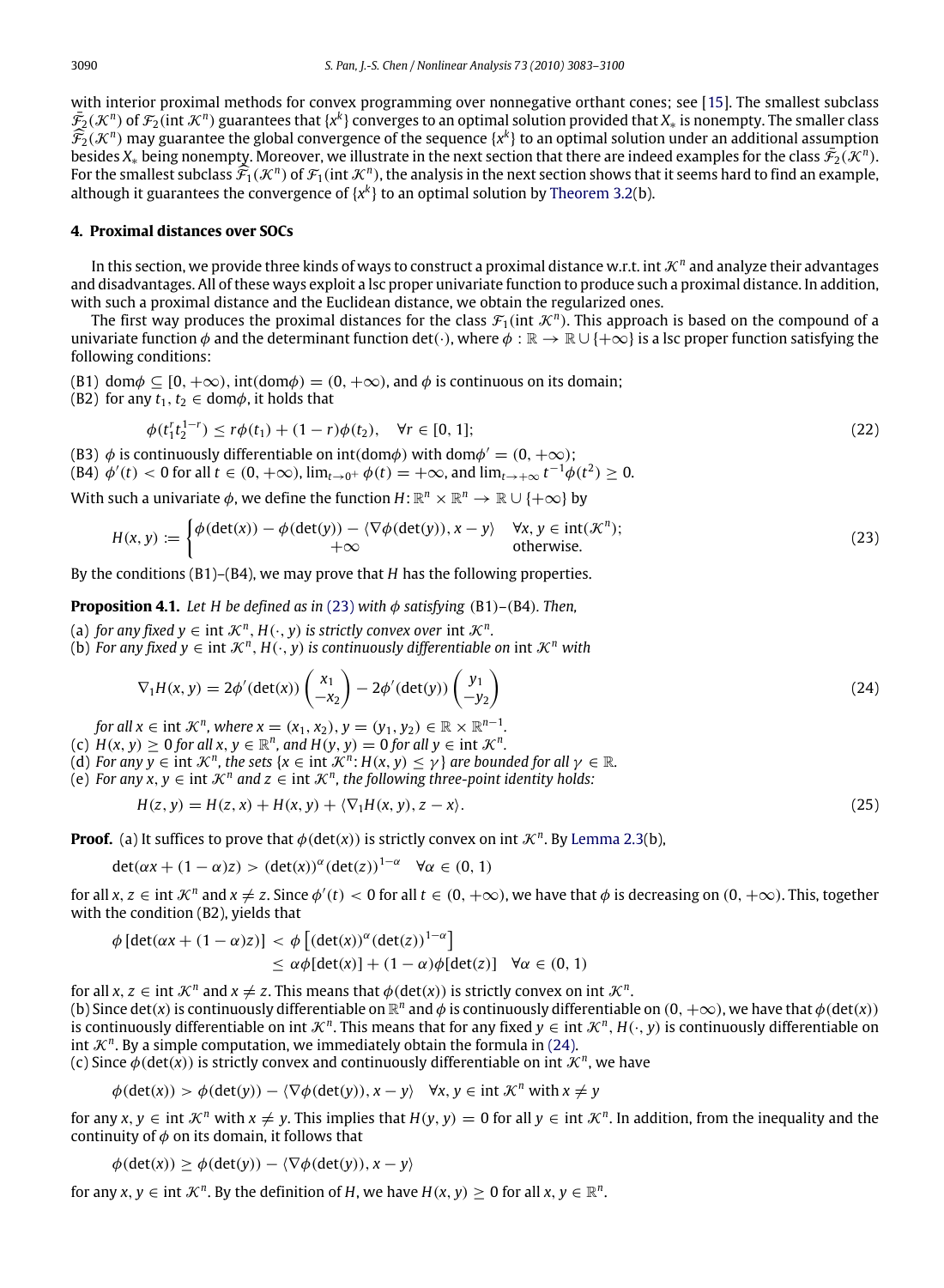with interior proximal methods for convex programming over nonnegative orthant cones; see [15]. The smallest subclass $\bar{\mathcal{F}}_2(\mathcal{K}^n)$ of $\mathcal{F}_2(\text{int}\,\mathcal{K}^n)$ guarantees that $\{x^k\}$ converges to an optimal solution provided that $X_*$ is nonempty. The smaller class $\widehat{\mathcal{F}}_2(\mathcal{K}^n)$ may guarantee the global convergence of the sequence $\{x^k\}$ to an optimal solution under an additional assumption besides $X_*$ being nonempty. Moreover, we illustrate in the next section that there are indeed examples for the class $\bar{\mathcal{F}}_2(\mathcal{K}^n)$. For the smallest subclass $\widehat{\bar{\mathcal{F}}}_1(\mathcal{K}^n)$ of $\mathcal{F}_1(\text{int}\,\mathcal{K}^n)$, the analysis in the next section shows that it seems hard to find an example, although it guarantees the convergence of $\{x^k\}$ to an optimal solution by Theorem 3.2(b).

## 4. Proximal distances over SOCs

In this section, we provide three kinds of ways to construct a proximal distance w.r.t. int $\mathcal{K}^n$ and analyze their advantages and disadvantages. All of these ways exploit a lsc proper univariate function to produce such a proximal distance. In addition, with such a proximal distance and the Euclidean distance, we obtain the regularized ones.

The first way produces the proximal distances for the class $\mathcal{F}_1(\text{int}\,\mathcal{K}^n)$. This approach is based on the compound of a univariate function $\phi$ and the determinant function $\det(\cdot)$, where $\phi : \mathbb{R} \to \mathbb{R} \cup \{+\infty\}$ is a lsc proper function satisfying the following conditions:

(B1) $\text{dom}\phi \subseteq [0, +\infty)$, $\text{int}(\text{dom}\phi) = (0, +\infty)$, and $\phi$ is continuous on its domain;

(B2) for any $t_1, t_2 \in \text{dom}\phi$, it holds that

$$\phi(t_1^r t_2^{1-r}) \le r\phi(t_1) + (1-r)\phi(t_2), \quad \forall r \in [0, 1]; \tag{22}$$

(B3) $\phi$ is continuously differentiable on $\text{int}(\text{dom}\phi)$ with $\text{dom}\phi' = (0, +\infty)$;

(B4) $\phi'(t) < 0$ for all $t \in (0, +\infty)$, $\lim_{t\to 0^+} \phi(t) = +\infty$, and $\lim_{t\to+\infty} t^{-1}\phi(t^2) \ge 0$.

With such a univariate $\phi$, we define the function $H : \mathbb{R}^n \times \mathbb{R}^n \to \mathbb{R} \cup \{+\infty\}$ by

$$H(x, y) := \begin{cases} \phi(\det(x)) - \phi(\det(y)) - \langle \nabla\phi(\det(y)), x - y\rangle & \forall x, y \in \text{int}(\mathcal{K}^n); \\ +\infty & \text{otherwise.} \end{cases} \tag{23}$$

By the conditions (B1)–(B4), we may prove that $H$ has the following properties.

**Proposition 4.1.** *Let $H$ be defined as in (23) with $\phi$ satisfying* (B1)–(B4). *Then,*

(a) *for any fixed $y \in \text{int}\,\mathcal{K}^n$, $H(\cdot, y)$ is strictly convex over* int $\mathcal{K}^n$.

(b) *For any fixed $y \in \text{int}\,\mathcal{K}^n$, $H(\cdot, y)$ is continuously differentiable on* int $\mathcal{K}^n$ *with*

$$\nabla_1 H(x, y) = 2\phi'(\det(x)) \begin{pmatrix} x_1 \\ -x_2 \end{pmatrix} - 2\phi'(\det(y)) \begin{pmatrix} y_1 \\ -y_2 \end{pmatrix} \tag{24}$$

*for all $x \in \text{int}\,\mathcal{K}^n$, where $x = (x_1, x_2), y = (y_1, y_2) \in \mathbb{R} \times \mathbb{R}^{n-1}$.*

(c) *$H(x, y) \ge 0$ for all $x, y \in \mathbb{R}^n$, and $H(y, y) = 0$ for all $y \in \text{int}\,\mathcal{K}^n$.*

(d) *For any $y \in \text{int}\,\mathcal{K}^n$, the sets $\{x \in \text{int}\,\mathcal{K}^n : H(x, y) \le \gamma\}$ are bounded for all $\gamma \in \mathbb{R}$.*

(e) *For any $x, y \in \text{int}\,\mathcal{K}^n$ and $z \in \text{int}\,\mathcal{K}^n$, the following three-point identity holds:*

$$H(z, y) = H(z, x) + H(x, y) + \langle \nabla_1 H(x, y), z - x\rangle. \tag{25}$$

**Proof.** (a) It suffices to prove that $\phi(\det(x))$ is strictly convex on int $\mathcal{K}^n$. By Lemma 2.3(b),

$$\det(\alpha x + (1-\alpha)z) > (\det(x))^\alpha (\det(z))^{1-\alpha} \quad \forall \alpha \in (0, 1)$$

for all $x, z \in \text{int}\,\mathcal{K}^n$ and $x \ne z$. Since $\phi'(t) < 0$ for all $t \in (0, +\infty)$, we have that $\phi$ is decreasing on $(0, +\infty)$. This, together with the condition (B2), yields that

$$\begin{aligned} \phi\left[\det(\alpha x + (1-\alpha)z)\right] &< \phi\left[(\det(x))^\alpha (\det(z))^{1-\alpha}\right] \\ &\le \alpha\phi[\det(x)] + (1-\alpha)\phi[\det(z)] \quad \forall \alpha \in (0, 1) \end{aligned}$$

for all $x, z \in \text{int}\,\mathcal{K}^n$ and $x \ne z$. This means that $\phi(\det(x))$ is strictly convex on int $\mathcal{K}^n$.

(b) Since $\det(x)$ is continuously differentiable on $\mathbb{R}^n$ and $\phi$ is continuously differentiable on $(0, +\infty)$, we have that $\phi(\det(x))$ is continuously differentiable on int $\mathcal{K}^n$. This means that for any fixed $y \in \text{int}\,\mathcal{K}^n$, $H(\cdot, y)$ is continuously differentiable on int $\mathcal{K}^n$. By a simple computation, we immediately obtain the formula in (24).

(c) Since $\phi(\det(x))$ is strictly convex and continuously differentiable on int $\mathcal{K}^n$, we have

$$\phi(\det(x)) > \phi(\det(y)) - \langle \nabla\phi(\det(y)), x - y\rangle \quad \forall x, y \in \text{int}\,\mathcal{K}^n \text{ with } x \ne y$$

for any $x, y \in \text{int}\,\mathcal{K}^n$ with $x \ne y$. This implies that $H(y, y) = 0$ for all $y \in \text{int}\,\mathcal{K}^n$. In addition, from the inequality and the continuity of $\phi$ on its domain, it follows that

$$\phi(\det(x)) \ge \phi(\det(y)) - \langle \nabla\phi(\det(y)), x - y\rangle$$

for any $x, y \in \text{int}\,\mathcal{K}^n$. By the definition of $H$, we have $H(x, y) \ge 0$ for all $x, y \in \mathbb{R}^n$.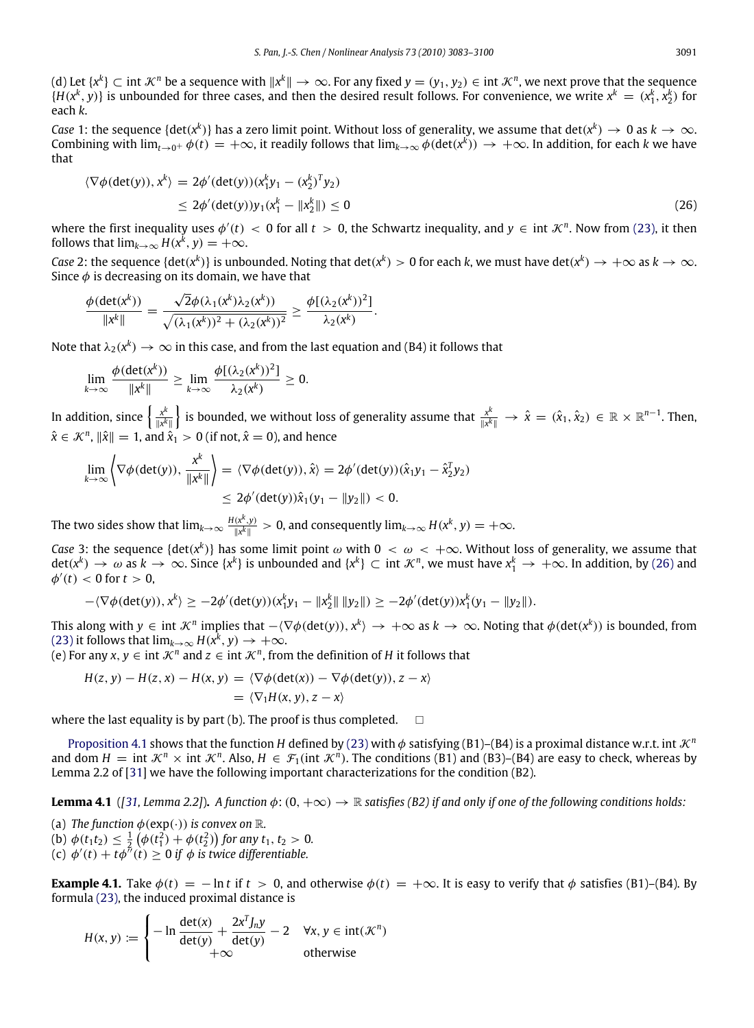(d) Let $\{x^k\} \subset \text{int}\,\mathcal{K}^n$ be a sequence with $\|x^k\| \to \infty$. For any fixed $y = (y_1, y_2) \in \text{int}\,\mathcal{K}^n$, we next prove that the sequence $\{H(x^k, y)\}$ is unbounded for three cases, and then the desired result follows. For convenience, we write $x^k = (x_1^k, x_2^k)$ for each $k$.

*Case* 1: the sequence $\{\det(x^k)\}$ has a zero limit point. Without loss of generality, we assume that $\det(x^k) \to 0$ as $k \to \infty$. Combining with $\lim_{t\to 0^+} \phi(t) = +\infty$, it readily follows that $\lim_{k\to\infty} \phi(\det(x^k)) \to +\infty$. In addition, for each $k$ we have that

$$
\begin{aligned}
\langle \nabla\phi(\det(y)), x^k \rangle &= 2\phi'(\det(y))(x_1^k y_1 - (x_2^k)^T y_2) \\
&\le 2\phi'(\det(y)) y_1 (x_1^k - \|x_2^k\|) \le 0 \qquad (26)
\end{aligned}
$$

where the first inequality uses $\phi'(t) < 0$ for all $t > 0$, the Schwartz inequality, and $y \in \text{int}\,\mathcal{K}^n$. Now from (23), it then follows that $\lim_{k\to\infty} H(x^k, y) = +\infty$.

*Case* 2: the sequence $\{\det(x^k)\}$ is unbounded. Noting that $\det(x^k) > 0$ for each $k$, we must have $\det(x^k) \to +\infty$ as $k \to \infty$. Since $\phi$ is decreasing on its domain, we have that

$$
\frac{\phi(\det(x^k))}{\|x^k\|} = \frac{\sqrt{2}\phi(\lambda_1(x^k)\lambda_2(x^k))}{\sqrt{(\lambda_1(x^k))^2 + (\lambda_2(x^k))^2}} \ge \frac{\phi[(\lambda_2(x^k))^2]}{\lambda_2(x^k)}.
$$

Note that $\lambda_2(x^k) \to \infty$ in this case, and from the last equation and (B4) it follows that

$$
\lim_{k\to\infty} \frac{\phi(\det(x^k))}{\|x^k\|} \ge \lim_{k\to\infty} \frac{\phi[(\lambda_2(x^k))^2]}{\lambda_2(x^k)} \ge 0.
$$

In addition, since $\left\{\frac{x^k}{\|x^k\|}\right\}$ is bounded, we without loss of generality assume that $\frac{x^k}{\|x^k\|} \to \hat{x} = (\hat{x}_1, \hat{x}_2) \in \mathbb{R} \times \mathbb{R}^{n-1}$. Then, $\hat{x} \in \mathcal{K}^n$, $\|\hat{x}\| = 1$, and $\hat{x}_1 > 0$ (if not, $\hat{x} = 0$), and hence

$$
\begin{aligned}
\lim_{k\to\infty} \left\langle \nabla\phi(\det(y)), \frac{x^k}{\|x^k\|} \right\rangle &= \langle \nabla\phi(\det(y)), \hat{x} \rangle = 2\phi'(\det(y))(\hat{x}_1 y_1 - \hat{x}_2^T y_2) \\
&\le 2\phi'(\det(y))\hat{x}_1 (y_1 - \|y_2\|) < 0.
\end{aligned}
$$

The two sides show that $\lim_{k\to\infty} \frac{H(x^k, y)}{\|x^k\|} > 0$, and consequently $\lim_{k\to\infty} H(x^k, y) = +\infty$.

*Case* 3: the sequence $\{\det(x^k)\}$ has some limit point $\omega$ with $0 < \omega < +\infty$. Without loss of generality, we assume that $\det(x^k) \to \omega$ as $k \to \infty$. Since $\{x^k\}$ is unbounded and $\{x^k\} \subset \text{int}\,\mathcal{K}^n$, we must have $x_1^k \to +\infty$. In addition, by (26) and $\phi'(t) < 0$ for $t > 0$,

$$
-\langle \nabla\phi(\det(y)), x^k \rangle \ge -2\phi'(\det(y))(x_1^k y_1 - \|x_2^k\|\,\|y_2\|) \ge -2\phi'(\det(y)) x_1^k (y_1 - \|y_2\|).
$$

This along with $y \in \text{int}\,\mathcal{K}^n$ implies that $-\langle \nabla\phi(\det(y)), x^k \rangle \to +\infty$ as $k \to \infty$. Noting that $\phi(\det(x^k))$ is bounded, from (23) it follows that $\lim_{k\to\infty} H(x^k, y) \to +\infty$.

(e) For any $x, y \in \text{int}\,\mathcal{K}^n$ and $z \in \text{int}\,\mathcal{K}^n$, from the definition of $H$ it follows that

$$
\begin{aligned}
H(z, y) - H(z, x) - H(x, y) &= \langle \nabla\phi(\det(x)) - \nabla\phi(\det(y)), z - x \rangle \\
&= \langle \nabla_1 H(x, y), z - x \rangle
\end{aligned}
$$

where the last equality is by part (b). The proof is thus completed. □

Proposition 4.1 shows that the function $H$ defined by (23) with $\phi$ satisfying (B1)–(B4) is a proximal distance w.r.t. $\text{int}\,\mathcal{K}^n$ and $\text{dom}\,H = \text{int}\,\mathcal{K}^n \times \text{int}\,\mathcal{K}^n$. Also, $H \in \mathcal{F}_1(\text{int}\,\mathcal{K}^n)$. The conditions (B1) and (B3)–(B4) are easy to check, whereas by Lemma 2.2 of [31] we have the following important characterizations for the condition (B2).

**Lemma 4.1** *([31, Lemma 2.2]). A function $\phi: (0, +\infty) \to \mathbb{R}$ satisfies (B2) if and only if one of the following conditions holds:*

(a) *The function $\phi(\exp(\cdot))$ is convex on $\mathbb{R}$.*
(b) *$\phi(t_1 t_2) \le \frac{1}{2}\left(\phi(t_1^2) + \phi(t_2^2)\right)$ for any $t_1, t_2 > 0$.*
(c) *$\phi'(t) + t\phi''(t) \ge 0$ if $\phi$ is twice differentiable.*

**Example 4.1.** Take $\phi(t) = -\ln t$ if $t > 0$, and otherwise $\phi(t) = +\infty$. It is easy to verify that $\phi$ satisfies (B1)–(B4). By formula (23), the induced proximal distance is

$$
H(x, y) := \begin{cases} -\ln \dfrac{\det(x)}{\det(y)} + \dfrac{2x^T J_n y}{\det(y)} - 2 & \forall x, y \in \text{int}(\mathcal{K}^n) \\ +\infty & \text{otherwise} \end{cases}
$$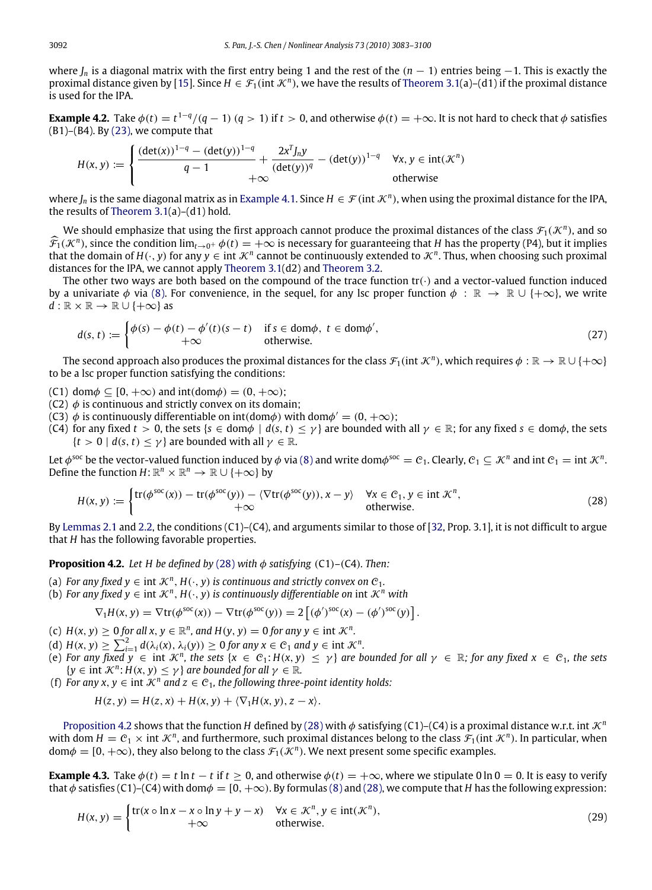where $J_n$ is a diagonal matrix with the first entry being 1 and the rest of the $(n-1)$ entries being $-1$. This is exactly the proximal distance given by [15]. Since $H \in \mathcal{F}_1(\text{int}\,\mathcal{K}^n)$, we have the results of Theorem 3.1(a)–(d1) if the proximal distance is used for the IPA.

**Example 4.2.** Take $\phi(t) = t^{1-q}/(q-1)$ $(q > 1)$ if $t > 0$, and otherwise $\phi(t) = +\infty$. It is not hard to check that $\phi$ satisfies (B1)–(B4). By (23), we compute that

$$H(x,y) := \begin{cases} \dfrac{(\det(x))^{1-q} - (\det(y))^{1-q}}{q-1} + \dfrac{2x^T J_n y}{(\det(y))^q} - (\det(y))^{1-q} & \forall x, y \in \text{int}(\mathcal{K}^n) \\ +\infty & \text{otherwise} \end{cases}$$

where $J_n$ is the same diagonal matrix as in Example 4.1. Since $H \in \mathcal{F}(\text{int}\,\mathcal{K}^n)$, when using the proximal distance for the IPA, the results of Theorem 3.1(a)–(d1) hold.

We should emphasize that using the first approach cannot produce the proximal distances of the class $\mathcal{F}_1(\mathcal{K}^n)$, and so $\widehat{\mathcal{F}}_1(\mathcal{K}^n)$, since the condition $\lim_{t\to 0^+} \phi(t) = +\infty$ is necessary for guaranteeing that $H$ has the property (P4), but it implies that the domain of $H(\cdot, y)$ for any $y \in \text{int}\,\mathcal{K}^n$ cannot be continuously extended to $\mathcal{K}^n$. Thus, when choosing such proximal distances for the IPA, we cannot apply Theorem 3.1(d2) and Theorem 3.2.

The other two ways are both based on the compound of the trace function $\text{tr}(\cdot)$ and a vector-valued function induced by a univariate $\phi$ via (8). For convenience, in the sequel, for any lsc proper function $\phi : \mathbb{R} \to \mathbb{R} \cup \{+\infty\}$, we write $d : \mathbb{R} \times \mathbb{R} \to \mathbb{R} \cup \{+\infty\}$ as

$$d(s,t) := \begin{cases} \phi(s) - \phi(t) - \phi'(t)(s-t) & \text{if } s \in \text{dom}\phi,\ t \in \text{dom}\phi', \\ +\infty & \text{otherwise.} \end{cases} \tag{27}$$

The second approach also produces the proximal distances for the class $\mathcal{F}_1(\text{int}\,\mathcal{K}^n)$, which requires $\phi : \mathbb{R} \to \mathbb{R} \cup \{+\infty\}$ to be a lsc proper function satisfying the conditions:

(C1) $\text{dom}\phi \subseteq [0, +\infty)$ and $\text{int}(\text{dom}\phi) = (0, +\infty)$;
(C2) $\phi$ is continuous and strictly convex on its domain;
(C3) $\phi$ is continuously differentiable on $\text{int}(\text{dom}\phi)$ with $\text{dom}\phi' = (0, +\infty)$;
(C4) for any fixed $t > 0$, the sets $\{s \in \text{dom}\phi \mid d(s,t) \le \gamma\}$ are bounded with all $\gamma \in \mathbb{R}$; for any fixed $s \in \text{dom}\phi$, the sets $\{t > 0 \mid d(s,t) \le \gamma\}$ are bounded with all $\gamma \in \mathbb{R}$.

Let $\phi^{\text{soc}}$ be the vector-valued function induced by $\phi$ via (8) and write $\text{dom}\phi^{\text{soc}} = \mathcal{C}_1$. Clearly, $\mathcal{C}_1 \subseteq \mathcal{K}^n$ and $\text{int}\,\mathcal{C}_1 = \text{int}\,\mathcal{K}^n$. Define the function $H : \mathbb{R}^n \times \mathbb{R}^n \to \mathbb{R} \cup \{+\infty\}$ by

$$H(x,y) := \begin{cases} \text{tr}(\phi^{\text{soc}}(x)) - \text{tr}(\phi^{\text{soc}}(y)) - \langle \nabla \text{tr}(\phi^{\text{soc}}(y)), x - y\rangle & \forall x \in \mathcal{C}_1, y \in \text{int}\,\mathcal{K}^n, \\ +\infty & \text{otherwise.} \end{cases} \tag{28}$$

By Lemmas 2.1 and 2.2, the conditions (C1)–(C4), and arguments similar to those of [32, Prop. 3.1], it is not difficult to argue that $H$ has the following favorable properties.

**Proposition 4.2.** *Let $H$ be defined by (28) with $\phi$ satisfying (C1)–(C4). Then:*

(a) *For any fixed $y \in \text{int}\,\mathcal{K}^n$, $H(\cdot, y)$ is continuous and strictly convex on $\mathcal{C}_1$.*
(b) *For any fixed $y \in \text{int}\,\mathcal{K}^n$, $H(\cdot, y)$ is continuously differentiable on $\text{int}\,\mathcal{K}^n$ with*

$$\nabla_1 H(x,y) = \nabla \text{tr}(\phi^{\text{soc}}(x)) - \nabla \text{tr}(\phi^{\text{soc}}(y)) = 2\left[(\phi')^{\text{soc}}(x) - (\phi')^{\text{soc}}(y)\right].$$

(c) *$H(x,y) \ge 0$ for all $x, y \in \mathbb{R}^n$, and $H(y,y) = 0$ for any $y \in \text{int}\,\mathcal{K}^n$.*
(d) *$H(x,y) \ge \sum_{i=1}^{2} d(\lambda_i(x), \lambda_i(y)) \ge 0$ for any $x \in \mathcal{C}_1$ and $y \in \text{int}\,\mathcal{K}^n$.*
(e) *For any fixed $y \in \text{int}\,\mathcal{K}^n$, the sets $\{x \in \mathcal{C}_1 : H(x,y) \le \gamma\}$ are bounded for all $\gamma \in \mathbb{R}$; for any fixed $x \in \mathcal{C}_1$, the sets $\{y \in \text{int}\,\mathcal{K}^n : H(x,y) \le \gamma\}$ are bounded for all $\gamma \in \mathbb{R}$.*
(f) *For any $x, y \in \text{int}\,\mathcal{K}^n$ and $z \in \mathcal{C}_1$, the following three-point identity holds:*

$$H(z,y) = H(z,x) + H(x,y) + \langle \nabla_1 H(x,y), z - x\rangle.$$

Proposition 4.2 shows that the function $H$ defined by (28) with $\phi$ satisfying (C1)–(C4) is a proximal distance w.r.t. $\text{int}\,\mathcal{K}^n$ with $\text{dom}\,H = \mathcal{C}_1 \times \text{int}\,\mathcal{K}^n$, and furthermore, such proximal distances belong to the class $\mathcal{F}_1(\text{int}\,\mathcal{K}^n)$. In particular, when $\text{dom}\phi = [0, +\infty)$, they also belong to the class $\mathcal{F}_1(\mathcal{K}^n)$. We next present some specific examples.

**Example 4.3.** Take $\phi(t) = t \ln t - t$ if $t \ge 0$, and otherwise $\phi(t) = +\infty$, where we stipulate $0 \ln 0 = 0$. It is easy to verify that $\phi$ satisfies (C1)–(C4) with $\text{dom}\phi = [0, +\infty)$. By formulas (8) and (28), we compute that $H$ has the following expression:

$$H(x,y) = \begin{cases} \text{tr}(x \circ \ln x - x \circ \ln y + y - x) & \forall x \in \mathcal{K}^n, y \in \text{int}(\mathcal{K}^n), \\ +\infty & \text{otherwise.} \end{cases} \tag{29}$$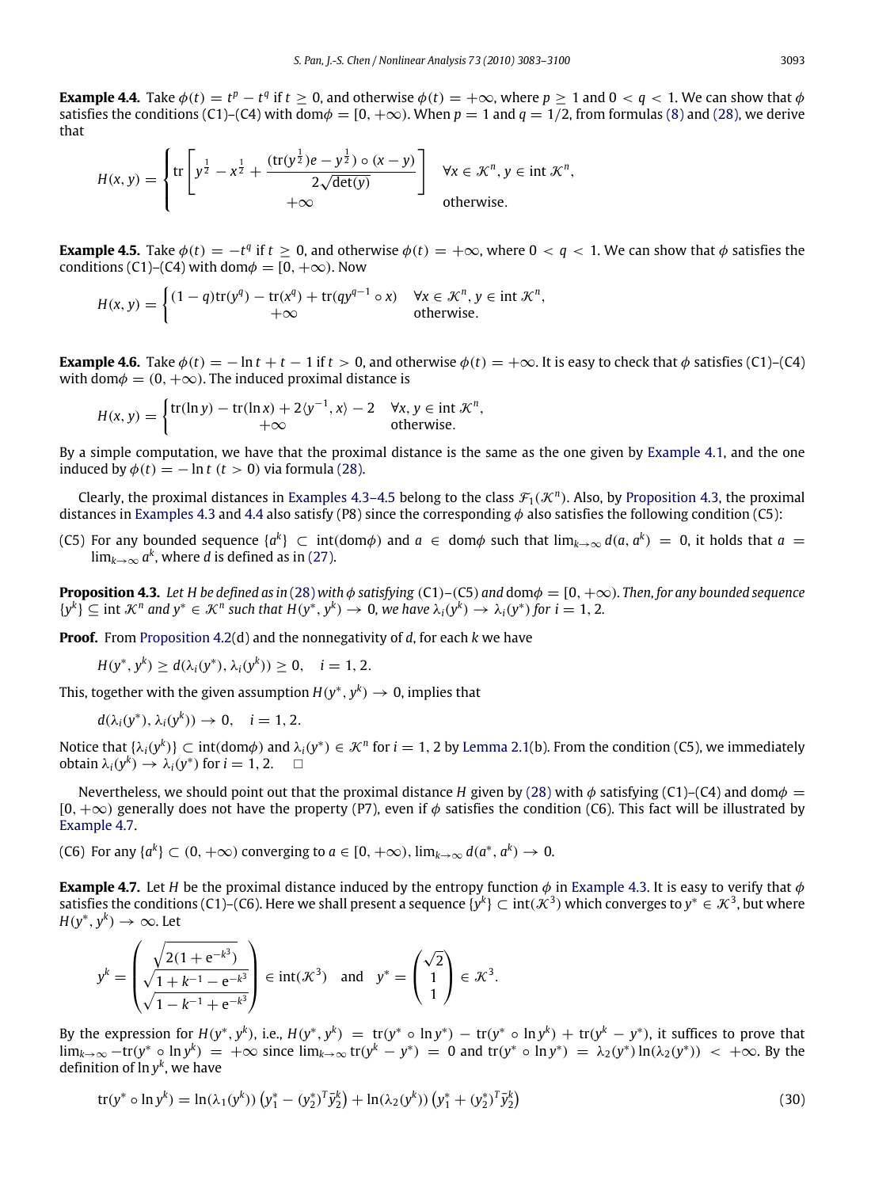**Example 4.4.** Take $\phi(t) = t^p - t^q$ if $t \geq 0$, and otherwise $\phi(t) = +\infty$, where $p \geq 1$ and $0 < q < 1$. We can show that $\phi$ satisfies the conditions (C1)–(C4) with dom$\phi = [0, +\infty)$. When $p = 1$ and $q = 1/2$, from formulas (8) and (28), we derive that

$$H(x, y) = \begin{cases} \mathrm{tr}\left[y^{\frac{1}{2}} - x^{\frac{1}{2}} + \dfrac{(\mathrm{tr}(y^{\frac{1}{2}})e - y^{\frac{1}{2}}) \circ (x - y)}{2\sqrt{\det(y)}}\right] & \forall x \in \mathcal{K}^n, y \in \mathrm{int}\,\mathcal{K}^n, \\ +\infty & \text{otherwise.} \end{cases}$$

**Example 4.5.** Take $\phi(t) = -t^q$ if $t \geq 0$, and otherwise $\phi(t) = +\infty$, where $0 < q < 1$. We can show that $\phi$ satisfies the conditions (C1)–(C4) with dom$\phi = [0, +\infty)$. Now

$$H(x, y) = \begin{cases} (1 - q)\mathrm{tr}(y^q) - \mathrm{tr}(x^q) + \mathrm{tr}(qy^{q-1} \circ x) & \forall x \in \mathcal{K}^n, y \in \mathrm{int}\,\mathcal{K}^n, \\ +\infty & \text{otherwise.} \end{cases}$$

**Example 4.6.** Take $\phi(t) = -\ln t + t - 1$ if $t > 0$, and otherwise $\phi(t) = +\infty$. It is easy to check that $\phi$ satisfies (C1)–(C4) with dom$\phi = (0, +\infty)$. The induced proximal distance is

$$H(x, y) = \begin{cases} \mathrm{tr}(\ln y) - \mathrm{tr}(\ln x) + 2\langle y^{-1}, x\rangle - 2 & \forall x, y \in \mathrm{int}\,\mathcal{K}^n, \\ +\infty & \text{otherwise.} \end{cases}$$

By a simple computation, we have that the proximal distance is the same as the one given by Example 4.1, and the one induced by $\phi(t) = -\ln t$ ($t > 0$) via formula (28).

Clearly, the proximal distances in Examples 4.3–4.5 belong to the class $\mathcal{F}_1(\mathcal{K}^n)$. Also, by Proposition 4.3, the proximal distances in Examples 4.3 and 4.4 also satisfy (P8) since the corresponding $\phi$ also satisfies the following condition (C5):

(C5) For any bounded sequence $\{a^k\} \subset \mathrm{int}(\mathrm{dom}\phi)$ and $a \in \mathrm{dom}\phi$ such that $\lim_{k\to\infty} d(a, a^k) = 0$, it holds that $a = \lim_{k\to\infty} a^k$, where $d$ is defined as in (27).

**Proposition 4.3.** *Let $H$ be defined as in (28) with $\phi$ satisfying (C1)–(C5) and dom$\phi = [0, +\infty)$. Then, for any bounded sequence $\{y^k\} \subseteq \mathrm{int}\,\mathcal{K}^n$ and $y^* \in \mathcal{K}^n$ such that $H(y^*, y^k) \to 0$, we have $\lambda_i(y^k) \to \lambda_i(y^*)$ for $i = 1, 2$.*

**Proof.** From Proposition 4.2(d) and the nonnegativity of $d$, for each $k$ we have

$$H(y^*, y^k) \geq d(\lambda_i(y^*), \lambda_i(y^k)) \geq 0, \quad i = 1, 2.$$

This, together with the given assumption $H(y^*, y^k) \to 0$, implies that

$$d(\lambda_i(y^*), \lambda_i(y^k)) \to 0, \quad i = 1, 2.$$

Notice that $\{\lambda_i(y^k)\} \subset \mathrm{int}(\mathrm{dom}\phi)$ and $\lambda_i(y^*) \in \mathcal{K}^n$ for $i = 1, 2$ by Lemma 2.1(b). From the condition (C5), we immediately obtain $\lambda_i(y^k) \to \lambda_i(y^*)$ for $i = 1, 2$. $\square$

Nevertheless, we should point out that the proximal distance $H$ given by (28) with $\phi$ satisfying (C1)–(C4) and dom$\phi = [0, +\infty)$ generally does not have the property (P7), even if $\phi$ satisfies the condition (C6). This fact will be illustrated by Example 4.7.

(C6) For any $\{a^k\} \subset (0, +\infty)$ converging to $a \in [0, +\infty)$, $\lim_{k\to\infty} d(a^*, a^k) \to 0$.

**Example 4.7.** Let $H$ be the proximal distance induced by the entropy function $\phi$ in Example 4.3. It is easy to verify that $\phi$ satisfies the conditions (C1)–(C6). Here we shall present a sequence $\{y^k\} \subset \mathrm{int}(\mathcal{K}^3)$ which converges to $y^* \in \mathcal{K}^3$, but where $H(y^*, y^k) \to \infty$. Let

$$y^k = \begin{pmatrix} \sqrt{2(1 + \mathrm{e}^{-k^3})} \\ \sqrt{1 + k^{-1} - \mathrm{e}^{-k^3}} \\ \sqrt{1 - k^{-1} + \mathrm{e}^{-k^3}} \end{pmatrix} \in \mathrm{int}(\mathcal{K}^3) \quad \text{and} \quad y^* = \begin{pmatrix} \sqrt{2} \\ 1 \\ 1 \end{pmatrix} \in \mathcal{K}^3.$$

By the expression for $H(y^*, y^k)$, i.e., $H(y^*, y^k) = \mathrm{tr}(y^* \circ \ln y^*) - \mathrm{tr}(y^* \circ \ln y^k) + \mathrm{tr}(y^k - y^*)$, it suffices to prove that $\lim_{k\to\infty} -\mathrm{tr}(y^* \circ \ln y^k) = +\infty$ since $\lim_{k\to\infty} \mathrm{tr}(y^k - y^*) = 0$ and $\mathrm{tr}(y^* \circ \ln y^*) = \lambda_2(y^*)\ln(\lambda_2(y^*)) < +\infty$. By the definition of $\ln y^k$, we have

$$\mathrm{tr}(y^* \circ \ln y^k) = \ln(\lambda_1(y^k))\left(y_1^* - (y_2^*)^T \bar{y}_2^k\right) + \ln(\lambda_2(y^k))\left(y_1^* + (y_2^*)^T \bar{y}_2^k\right) \tag{30}$$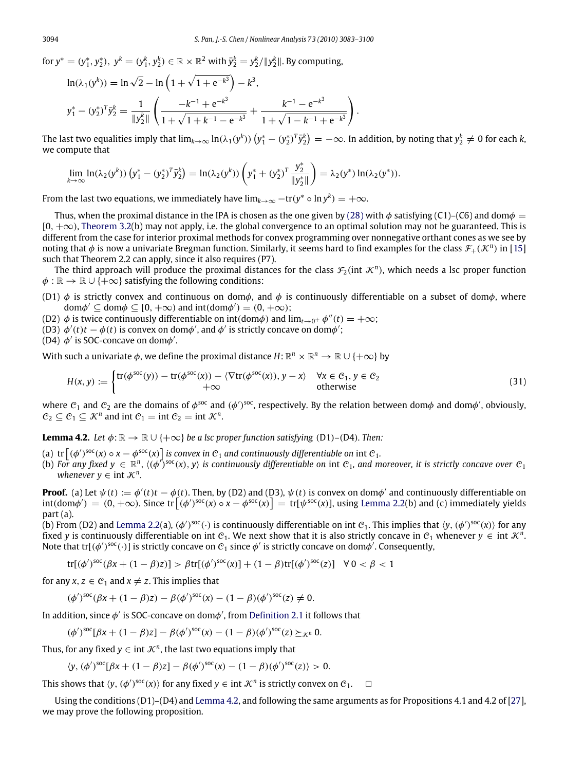for $y^* = (y_1^*, y_2^*)$, $y^k = (y_1^k, y_2^k) \in \mathbb{R} \times \mathbb{R}^2$ with $\bar{y}_2^k = y_2^k / \|y_2^k\|$. By computing,

$$\ln(\lambda_1(y^k)) = \ln\sqrt{2} - \ln\left(1 + \sqrt{1 + e^{-k^3}}\right) - k^3,$$

$$y_1^* - (y_2^*)^T \bar{y}_2^k = \frac{1}{\|y_2^k\|}\left(\frac{-k^{-1} + e^{-k^3}}{1 + \sqrt{1 + k^{-1} - e^{-k^3}}} + \frac{k^{-1} - e^{-k^3}}{1 + \sqrt{1 - k^{-1} + e^{-k^3}}}\right).$$

The last two equalities imply that $\lim_{k\to\infty} \ln(\lambda_1(y^k))\left(y_1^* - (y_2^*)^T \bar{y}_2^k\right) = -\infty$. In addition, by noting that $y_2^k \neq 0$ for each $k$, we compute that

$$\lim_{k\to\infty} \ln(\lambda_2(y^k))\left(y_1^* - (y_2^*)^T \bar{y}_2^k\right) = \ln(\lambda_2(y^k))\left(y_1^* + (y_2^*)^T \frac{y_2^*}{\|y_2^*\|}\right) = \lambda_2(y^*)\ln(\lambda_2(y^*)).$$

From the last two equations, we immediately have $\lim_{k\to\infty} -\mathrm{tr}(y^* \circ \ln y^k) = +\infty$.

Thus, when the proximal distance in the IPA is chosen as the one given by (28) with $\phi$ satisfying (C1)–(C6) and $\mathrm{dom}\phi = [0, +\infty)$, Theorem 3.2(b) may not apply, i.e. the global convergence to an optimal solution may not be guaranteed. This is different from the case for interior proximal methods for convex programming over nonnegative orthant cones as we see by noting that $\phi$ is now a univariate Bregman function. Similarly, it seems hard to find examples for the class $\mathcal{F}_+(\mathcal{K}^n)$ in [15] such that Theorem 2.2 can apply, since it also requires (P7).

The third approach will produce the proximal distances for the class $\mathcal{F}_2(\mathrm{int}\,\mathcal{K}^n)$, which needs a lsc proper function $\phi : \mathbb{R} \to \mathbb{R} \cup \{+\infty\}$ satisfying the following conditions:

(D1) $\phi$ is strictly convex and continuous on $\mathrm{dom}\phi$, and $\phi$ is continuously differentiable on a subset of $\mathrm{dom}\phi$, where $\mathrm{dom}\phi' \subseteq \mathrm{dom}\phi \subseteq [0, +\infty)$ and $\mathrm{int}(\mathrm{dom}\phi') = (0, +\infty)$;

(D2) $\phi$ is twice continuously differentiable on $\mathrm{int}(\mathrm{dom}\phi)$ and $\lim_{t\to 0^+} \phi''(t) = +\infty$;

(D3) $\phi'(t)t - \phi(t)$ is convex on $\mathrm{dom}\phi'$, and $\phi'$ is strictly concave on $\mathrm{dom}\phi'$;

(D4) $\phi'$ is SOC-concave on $\mathrm{dom}\phi'$.

With such a univariate $\phi$, we define the proximal distance $H: \mathbb{R}^n \times \mathbb{R}^n \to \mathbb{R} \cup \{+\infty\}$ by

$$H(x, y) := \begin{cases} \mathrm{tr}(\phi^{\mathrm{soc}}(y)) - \mathrm{tr}(\phi^{\mathrm{soc}}(x)) - \langle \nabla \mathrm{tr}(\phi^{\mathrm{soc}}(x)), y - x\rangle & \forall x \in \mathcal{C}_1, y \in \mathcal{C}_2 \\ +\infty & \text{otherwise} \end{cases} \tag{31}$$

where $\mathcal{C}_1$ and $\mathcal{C}_2$ are the domains of $\phi^{\mathrm{soc}}$ and $(\phi')^{\mathrm{soc}}$, respectively. By the relation between $\mathrm{dom}\phi$ and $\mathrm{dom}\phi'$, obviously, $\mathcal{C}_2 \subseteq \mathcal{C}_1 \subseteq \mathcal{K}^n$ and $\mathrm{int}\,\mathcal{C}_1 = \mathrm{int}\,\mathcal{C}_2 = \mathrm{int}\,\mathcal{K}^n$.

**Lemma 4.2.** *Let $\phi: \mathbb{R} \to \mathbb{R} \cup \{+\infty\}$ be a lsc proper function satisfying* (D1)–(D4). *Then:*

(a) $\mathrm{tr}\left[(\phi')^{\mathrm{soc}}(x) \circ x - \phi^{\mathrm{soc}}(x)\right]$ *is convex in $\mathcal{C}_1$ and continuously differentiable on* $\mathrm{int}\,\mathcal{C}_1$.

(b) *For any fixed $y \in \mathbb{R}^n$, $\langle (\phi')^{\mathrm{soc}}(x), y\rangle$ is continuously differentiable on $\mathrm{int}\,\mathcal{C}_1$, and moreover, it is strictly concave over $\mathcal{C}_1$ whenever $y \in \mathrm{int}\,\mathcal{K}^n$.*

**Proof.** (a) Let $\psi(t) := \phi'(t)t - \phi(t)$. Then, by (D2) and (D3), $\psi(t)$ is convex on $\mathrm{dom}\phi'$ and continuously differentiable on $\mathrm{int}(\mathrm{dom}\phi') = (0, +\infty)$. Since $\mathrm{tr}\left[(\phi')^{\mathrm{soc}}(x) \circ x - \phi^{\mathrm{soc}}(x)\right] = \mathrm{tr}[\psi^{\mathrm{soc}}(x)]$, using Lemma 2.2(b) and (c) immediately yields part (a).

(b) From (D2) and Lemma 2.2(a), $(\phi')^{\mathrm{soc}}(\cdot)$ is continuously differentiable on $\mathrm{int}\,\mathcal{C}_1$. This implies that $\langle y, (\phi')^{\mathrm{soc}}(x)\rangle$ for any fixed $y$ is continuously differentiable on $\mathrm{int}\,\mathcal{C}_1$. We next show that it is also strictly concave in $\mathcal{C}_1$ whenever $y \in \mathrm{int}\,\mathcal{K}^n$. Note that $\mathrm{tr}[(\phi')^{\mathrm{soc}}(\cdot)]$ is strictly concave on $\mathcal{C}_1$ since $\phi'$ is strictly concave on $\mathrm{dom}\phi'$. Consequently,

$$\mathrm{tr}[(\phi')^{\mathrm{soc}}(\beta x + (1-\beta)z)] > \beta \mathrm{tr}[(\phi')^{\mathrm{soc}}(x)] + (1-\beta)\mathrm{tr}[(\phi')^{\mathrm{soc}}(z)] \quad \forall\, 0 < \beta < 1$$

for any $x, z \in \mathcal{C}_1$ and $x \neq z$. This implies that

$$(\phi')^{\mathrm{soc}}(\beta x + (1-\beta)z) - \beta(\phi')^{\mathrm{soc}}(x) - (1-\beta)(\phi')^{\mathrm{soc}}(z) \neq 0.$$

In addition, since $\phi'$ is SOC-concave on $\mathrm{dom}\phi'$, from Definition 2.1 it follows that

$$(\phi')^{\mathrm{soc}}[\beta x + (1-\beta)z] - \beta(\phi')^{\mathrm{soc}}(x) - (1-\beta)(\phi')^{\mathrm{soc}}(z) \succeq_{\mathcal{K}^n} 0.$$

Thus, for any fixed $y \in \mathrm{int}\,\mathcal{K}^n$, the last two equations imply that

$$\langle y, (\phi')^{\mathrm{soc}}[\beta x + (1-\beta)z] - \beta(\phi')^{\mathrm{soc}}(x) - (1-\beta)(\phi')^{\mathrm{soc}}(z)\rangle > 0.$$

This shows that $\langle y, (\phi')^{\mathrm{soc}}(x)\rangle$ for any fixed $y \in \mathrm{int}\,\mathcal{K}^n$ is strictly convex on $\mathcal{C}_1$. $\square$

Using the conditions (D1)–(D4) and Lemma 4.2, and following the same arguments as for Propositions 4.1 and 4.2 of [27], we may prove the following proposition.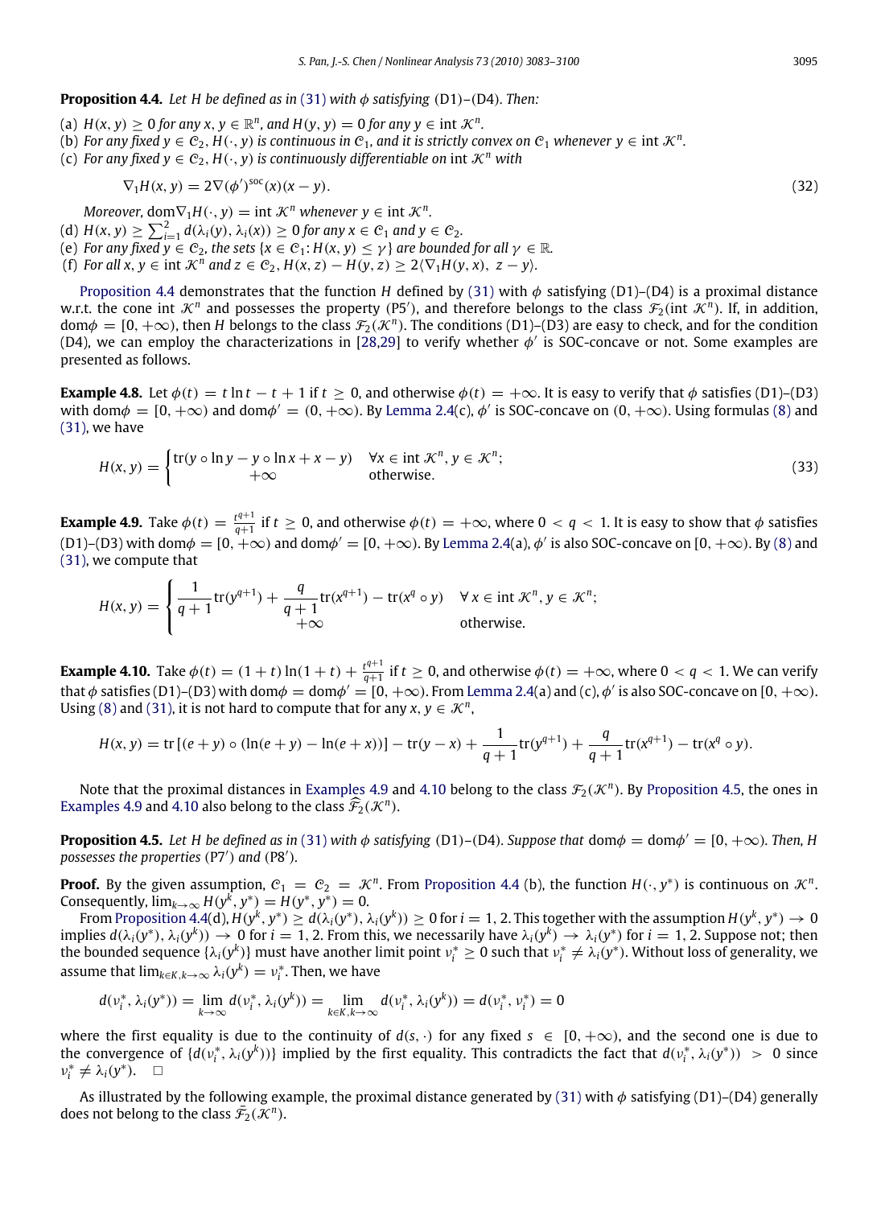**Proposition 4.4.** *Let $H$ be defined as in (31) with $\phi$ satisfying* (D1)–(D4). *Then:*

(a) $H(x, y) \geq 0$ *for any* $x, y \in \mathbb{R}^n$, *and* $H(y, y) = 0$ *for any* $y \in \text{int}\,\mathcal{K}^n$.
(b) *For any fixed* $y \in \mathcal{C}_2$, $H(\cdot, y)$ *is continuous in* $\mathcal{C}_1$, *and it is strictly convex on* $\mathcal{C}_1$ *whenever* $y \in \text{int}\,\mathcal{K}^n$.
(c) *For any fixed* $y \in \mathcal{C}_2$, $H(\cdot, y)$ *is continuously differentiable on* $\text{int}\,\mathcal{K}^n$ *with*

$$\nabla_1 H(x, y) = 2\nabla(\phi')^{\text{soc}}(x)(x - y). \tag{32}$$

*Moreover,* $\text{dom}\nabla_1 H(\cdot, y) = \text{int}\,\mathcal{K}^n$ *whenever* $y \in \text{int}\,\mathcal{K}^n$.
(d) $H(x, y) \geq \sum_{i=1}^{2} d(\lambda_i(y), \lambda_i(x)) \geq 0$ *for any* $x \in \mathcal{C}_1$ *and* $y \in \mathcal{C}_2$.
(e) *For any fixed* $y \in \mathcal{C}_2$, *the sets* $\{x \in \mathcal{C}_1 : H(x, y) \leq \gamma\}$ *are bounded for all* $\gamma \in \mathbb{R}$.
(f) *For all* $x, y \in \text{int}\,\mathcal{K}^n$ *and* $z \in \mathcal{C}_2$, $H(x, z) - H(y, z) \geq 2\langle \nabla_1 H(y, x),\ z - y\rangle$.

Proposition 4.4 demonstrates that the function $H$ defined by (31) with $\phi$ satisfying (D1)–(D4) is a proximal distance w.r.t. the cone $\text{int}\,\mathcal{K}^n$ and possesses the property (P5′), and therefore belongs to the class $\mathcal{F}_2(\text{int}\,\mathcal{K}^n)$. If, in addition, $\text{dom}\phi = [0, +\infty)$, then $H$ belongs to the class $\mathcal{F}_2(\mathcal{K}^n)$. The conditions (D1)–(D3) are easy to check, and for the condition (D4), we can employ the characterizations in [28,29] to verify whether $\phi'$ is SOC-concave or not. Some examples are presented as follows.

**Example 4.8.** Let $\phi(t) = t \ln t - t + 1$ if $t \geq 0$, and otherwise $\phi(t) = +\infty$. It is easy to verify that $\phi$ satisfies (D1)–(D3) with $\text{dom}\phi = [0, +\infty)$ and $\text{dom}\phi' = (0, +\infty)$. By Lemma 2.4(c), $\phi'$ is SOC-concave on $(0, +\infty)$. Using formulas (8) and (31), we have

$$H(x, y) = \begin{cases} \text{tr}(y \circ \ln y - y \circ \ln x + x - y) & \forall x \in \text{int}\,\mathcal{K}^n, y \in \mathcal{K}^n; \\ +\infty & \text{otherwise}. \end{cases} \tag{33}$$

**Example 4.9.** Take $\phi(t) = \frac{t^{q+1}}{q+1}$ if $t \geq 0$, and otherwise $\phi(t) = +\infty$, where $0 < q < 1$. It is easy to show that $\phi$ satisfies (D1)–(D3) with $\text{dom}\phi = [0, +\infty)$ and $\text{dom}\phi' = [0, +\infty)$. By Lemma 2.4(a), $\phi'$ is also SOC-concave on $[0, +\infty)$. By (8) and (31), we compute that

$$H(x, y) = \begin{cases} \dfrac{1}{q+1}\text{tr}(y^{q+1}) + \dfrac{q}{q+1}\text{tr}(x^{q+1}) - \text{tr}(x^q \circ y) & \forall\, x \in \text{int}\,\mathcal{K}^n, y \in \mathcal{K}^n; \\ +\infty & \text{otherwise}. \end{cases}$$

**Example 4.10.** Take $\phi(t) = (1 + t)\ln(1 + t) + \frac{t^{q+1}}{q+1}$ if $t \geq 0$, and otherwise $\phi(t) = +\infty$, where $0 < q < 1$. We can verify that $\phi$ satisfies (D1)–(D3) with $\text{dom}\phi = \text{dom}\phi' = [0, +\infty)$. From Lemma 2.4(a) and (c), $\phi'$ is also SOC-concave on $[0, +\infty)$. Using (8) and (31), it is not hard to compute that for any $x, y \in \mathcal{K}^n$,

$$H(x, y) = \text{tr}\,[(e + y) \circ (\ln(e + y) - \ln(e + x))] - \text{tr}(y - x) + \frac{1}{q+1}\text{tr}(y^{q+1}) + \frac{q}{q+1}\text{tr}(x^{q+1}) - \text{tr}(x^q \circ y).$$

Note that the proximal distances in Examples 4.9 and 4.10 belong to the class $\mathcal{F}_2(\mathcal{K}^n)$. By Proposition 4.5, the ones in Examples 4.9 and 4.10 also belong to the class $\widehat{\mathcal{F}}_2(\mathcal{K}^n)$.

**Proposition 4.5.** *Let $H$ be defined as in (31) with $\phi$ satisfying* (D1)–(D4). *Suppose that* $\text{dom}\phi = \text{dom}\phi' = [0, +\infty)$. *Then, $H$ possesses the properties* (P7′) *and* (P8′).

**Proof.** By the given assumption, $\mathcal{C}_1 = \mathcal{C}_2 = \mathcal{K}^n$. From Proposition 4.4 (b), the function $H(\cdot, y^*)$ is continuous on $\mathcal{K}^n$. Consequently, $\lim_{k\to\infty} H(y^k, y^*) = H(y^*, y^*) = 0$.

From Proposition 4.4(d), $H(y^k, y^*) \geq d(\lambda_i(y^*), \lambda_i(y^k)) \geq 0$ for $i = 1, 2$. This together with the assumption $H(y^k, y^*) \to 0$ implies $d(\lambda_i(y^*), \lambda_i(y^k)) \to 0$ for $i = 1, 2$. From this, we necessarily have $\lambda_i(y^k) \to \lambda_i(y^*)$ for $i = 1, 2$. Suppose not; then the bounded sequence $\{\lambda_i(y^k)\}$ must have another limit point $\nu_i^* \geq 0$ such that $\nu_i^* \neq \lambda_i(y^*)$. Without loss of generality, we assume that $\lim_{k\in K, k\to\infty} \lambda_i(y^k) = \nu_i^*$. Then, we have

$$d(\nu_i^*, \lambda_i(y^*)) = \lim_{k\to\infty} d(\nu_i^*, \lambda_i(y^k)) = \lim_{k\in K, k\to\infty} d(\nu_i^*, \lambda_i(y^k)) = d(\nu_i^*, \nu_i^*) = 0$$

where the first equality is due to the continuity of $d(s, \cdot)$ for any fixed $s \in [0, +\infty)$, and the second one is due to the convergence of $\{d(\nu_i^*, \lambda_i(y^k))\}$ implied by the first equality. This contradicts the fact that $d(\nu_i^*, \lambda_i(y^*)) > 0$ since $\nu_i^* \neq \lambda_i(y^*)$. $\Box$

As illustrated by the following example, the proximal distance generated by (31) with $\phi$ satisfying (D1)–(D4) generally does not belong to the class $\widehat{\mathcal{F}}_2(\mathcal{K}^n)$.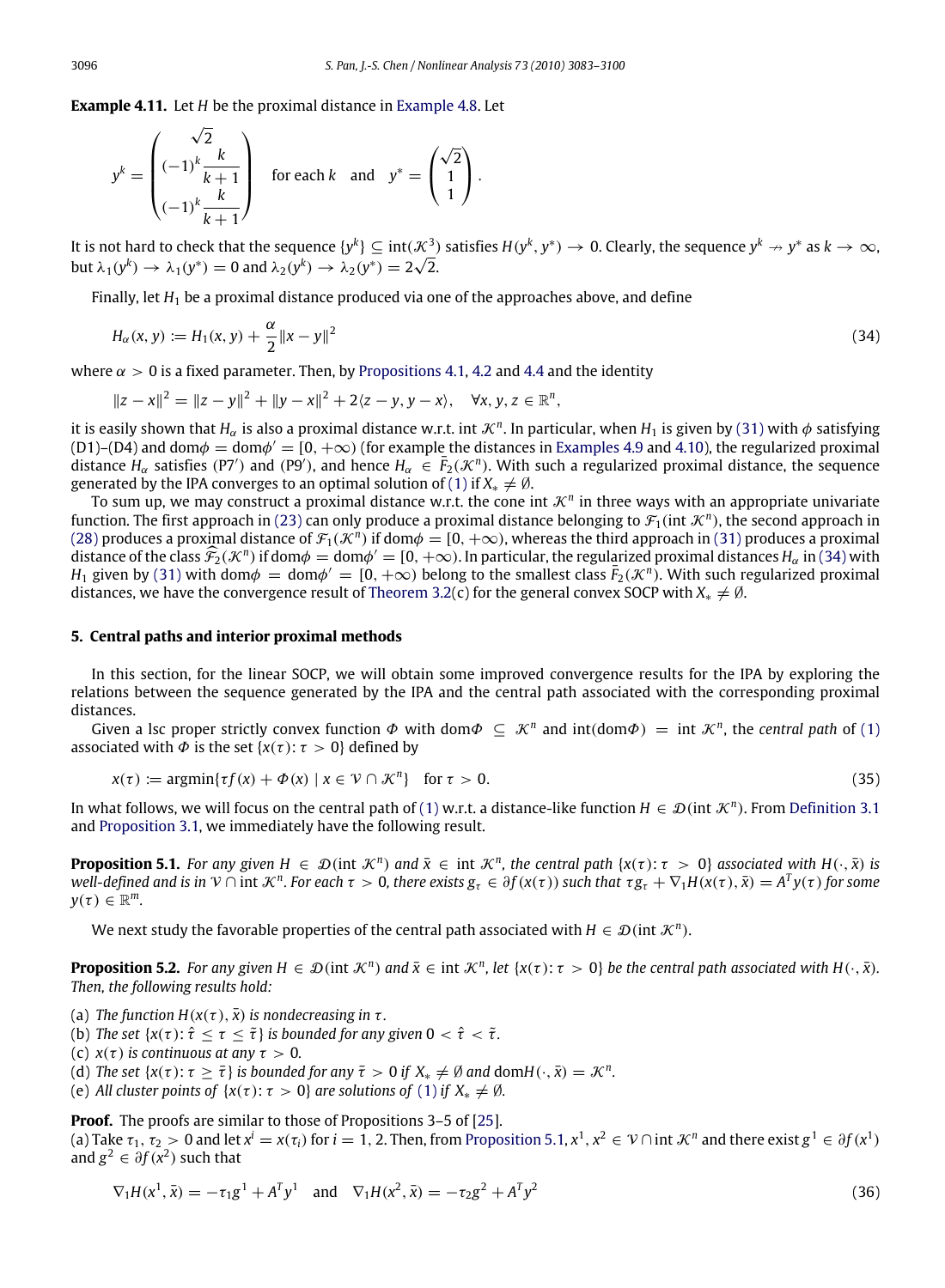**Example 4.11.** Let $H$ be the proximal distance in Example 4.8. Let

$$y^k = \begin{pmatrix} \sqrt{2} \\ (-1)^k \dfrac{k}{k+1} \\ (-1)^k \dfrac{k}{k+1} \end{pmatrix} \quad \text{for each } k \quad \text{and} \quad y^* = \begin{pmatrix} \sqrt{2} \\ 1 \\ 1 \end{pmatrix}.$$

It is not hard to check that the sequence $\{y^k\} \subseteq \text{int}(\mathcal{K}^3)$ satisfies $H(y^k, y^*) \to 0$. Clearly, the sequence $y^k \nrightarrow y^*$ as $k \to \infty$, but $\lambda_1(y^k) \to \lambda_1(y^*) = 0$ and $\lambda_2(y^k) \to \lambda_2(y^*) = 2\sqrt{2}$.

Finally, let $H_1$ be a proximal distance produced via one of the approaches above, and define

$$H_\alpha(x, y) := H_1(x, y) + \frac{\alpha}{2}\|x - y\|^2 \tag{34}$$

where $\alpha > 0$ is a fixed parameter. Then, by Propositions 4.1, 4.2 and 4.4 and the identity

$$\|z - x\|^2 = \|z - y\|^2 + \|y - x\|^2 + 2\langle z - y, y - x\rangle, \quad \forall x, y, z \in \mathbb{R}^n,$$

it is easily shown that $H_\alpha$ is also a proximal distance w.r.t. int $\mathcal{K}^n$. In particular, when $H_1$ is given by (31) with $\phi$ satisfying (D1)–(D4) and dom$\phi$ = dom$\phi' = [0, +\infty)$ (for example the distances in Examples 4.9 and 4.10), the regularized proximal distance $H_\alpha$ satisfies (P7′) and (P9′), and hence $H_\alpha \in \bar{F}_2(\mathcal{K}^n)$. With such a regularized proximal distance, the sequence generated by the IPA converges to an optimal solution of (1) if $X_* \neq \emptyset$.

To sum up, we may construct a proximal distance w.r.t. the cone int $\mathcal{K}^n$ in three ways with an appropriate univariate function. The first approach in (23) can only produce a proximal distance belonging to $\mathcal{F}_1(\text{int}\,\mathcal{K}^n)$, the second approach in (28) produces a proximal distance of $\mathcal{F}_1(\mathcal{K}^n)$ if dom$\phi = [0, +\infty)$, whereas the third approach in (31) produces a proximal distance of the class $\widehat{\mathcal{F}}_2(\mathcal{K}^n)$ if dom$\phi$ = dom$\phi' = [0, +\infty)$. In particular, the regularized proximal distances $H_\alpha$ in (34) with $H_1$ given by (31) with dom$\phi$ = dom$\phi' = [0, +\infty)$ belong to the smallest class $\bar{F}_2(\mathcal{K}^n)$. With such regularized proximal distances, we have the convergence result of Theorem 3.2(c) for the general convex SOCP with $X_* \neq \emptyset$.

## 5. Central paths and interior proximal methods

In this section, for the linear SOCP, we will obtain some improved convergence results for the IPA by exploring the relations between the sequence generated by the IPA and the central path associated with the corresponding proximal distances.

Given a lsc proper strictly convex function $\Phi$ with dom$\Phi \subseteq \mathcal{K}^n$ and int(dom$\Phi$) = int $\mathcal{K}^n$, the *central path* of (1) associated with $\Phi$ is the set $\{x(\tau) : \tau > 0\}$ defined by

$$x(\tau) := \text{argmin}\{\tau f(x) + \Phi(x) \mid x \in \mathcal{V} \cap \mathcal{K}^n\} \quad \text{for } \tau > 0. \tag{35}$$

In what follows, we will focus on the central path of (1) w.r.t. a distance-like function $H \in \mathcal{D}(\text{int}\,\mathcal{K}^n)$. From Definition 3.1 and Proposition 3.1, we immediately have the following result.

**Proposition 5.1.** *For any given $H \in \mathcal{D}(\text{int}\,\mathcal{K}^n)$ and $\bar{x} \in \text{int}\,\mathcal{K}^n$, the central path $\{x(\tau) : \tau > 0\}$ associated with $H(\cdot, \bar{x})$ is well-defined and is in $\mathcal{V} \cap \text{int}\,\mathcal{K}^n$. For each $\tau > 0$, there exists $g_\tau \in \partial f(x(\tau))$ such that $\tau g_\tau + \nabla_1 H(x(\tau), \bar{x}) = A^T y(\tau)$ for some $y(\tau) \in \mathbb{R}^m$.*

We next study the favorable properties of the central path associated with $H \in \mathcal{D}(\text{int}\,\mathcal{K}^n)$.

**Proposition 5.2.** *For any given $H \in \mathcal{D}(\text{int}\,\mathcal{K}^n)$ and $\bar{x} \in \text{int}\,\mathcal{K}^n$, let $\{x(\tau) : \tau > 0\}$ be the central path associated with $H(\cdot, \bar{x})$. Then, the following results hold:*

(a) *The function $H(x(\tau), \bar{x})$ is nondecreasing in $\tau$.*
(b) *The set $\{x(\tau) : \hat{\tau} \leq \tau \leq \tilde{\tau}\}$ is bounded for any given $0 < \hat{\tau} < \tilde{\tau}$.*
(c) *$x(\tau)$ is continuous at any $\tau > 0$.*
(d) *The set $\{x(\tau) : \tau \geq \bar{\tau}\}$ is bounded for any $\bar{\tau} > 0$ if $X_* \neq \emptyset$ and dom$H(\cdot, \bar{x}) = \mathcal{K}^n$.*
(e) *All cluster points of $\{x(\tau) : \tau > 0\}$ are solutions of (1) if $X_* \neq \emptyset$.*

**Proof.** The proofs are similar to those of Propositions 3–5 of [25].
(a) Take $\tau_1, \tau_2 > 0$ and let $x^i = x(\tau_i)$ for $i = 1, 2$. Then, from Proposition 5.1, $x^1, x^2 \in \mathcal{V} \cap \text{int}\,\mathcal{K}^n$ and there exist $g^1 \in \partial f(x^1)$ and $g^2 \in \partial f(x^2)$ such that

$$\nabla_1 H(x^1, \bar{x}) = -\tau_1 g^1 + A^T y^1 \quad \text{and} \quad \nabla_1 H(x^2, \bar{x}) = -\tau_2 g^2 + A^T y^2 \tag{36}$$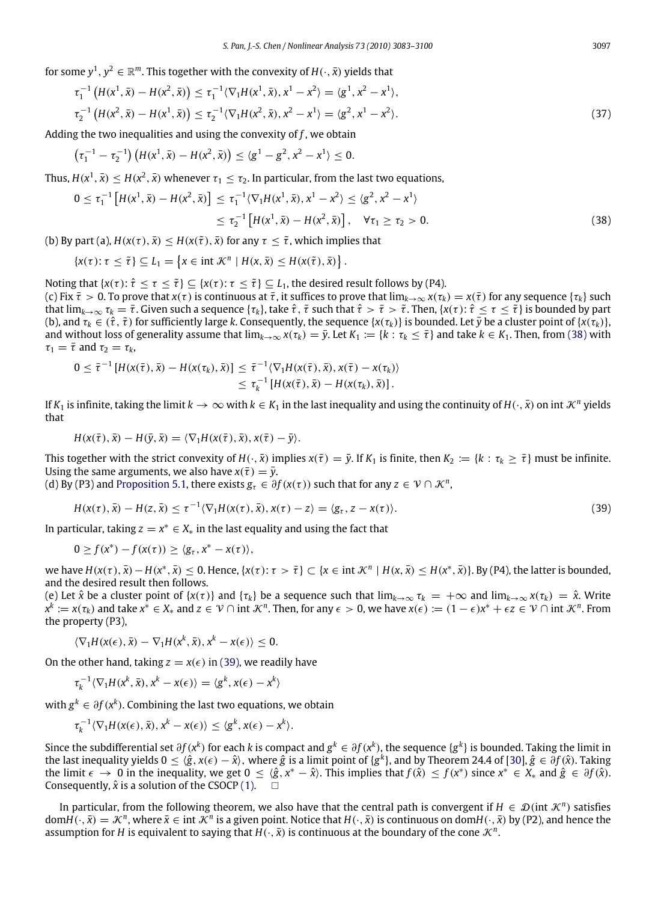for some $y^1, y^2 \in \mathbb{R}^m$. This together with the convexity of $H(\cdot, \bar{x})$ yields that

$$
\begin{aligned}
&\tau_1^{-1}\left(H(x^1,\bar{x}) - H(x^2,\bar{x})\right) \le \tau_1^{-1}\langle \nabla_1 H(x^1,\bar{x}), x^1 - x^2\rangle = \langle g^1, x^2 - x^1\rangle,\\
&\tau_2^{-1}\left(H(x^2,\bar{x}) - H(x^1,\bar{x})\right) \le \tau_2^{-1}\langle \nabla_1 H(x^2,\bar{x}), x^2 - x^1\rangle = \langle g^2, x^1 - x^2\rangle.
\end{aligned} \tag{37}
$$

Adding the two inequalities and using the convexity of $f$, we obtain

$$
\left(\tau_1^{-1} - \tau_2^{-1}\right)\left(H(x^1,\bar{x}) - H(x^2,\bar{x})\right) \le \langle g^1 - g^2, x^2 - x^1\rangle \le 0.
$$

Thus, $H(x^1,\bar{x}) \le H(x^2,\bar{x})$ whenever $\tau_1 \le \tau_2$. In particular, from the last two equations,

$$
\begin{aligned}
0 \le \tau_1^{-1}\left[H(x^1,\bar{x}) - H(x^2,\bar{x})\right] &\le \tau_1^{-1}\langle \nabla_1 H(x^1,\bar{x}), x^1 - x^2\rangle \le \langle g^2, x^2 - x^1\rangle\\
&\le \tau_2^{-1}\left[H(x^1,\bar{x}) - H(x^2,\bar{x})\right], \quad \forall \tau_1 \ge \tau_2 > 0.
\end{aligned} \tag{38}
$$

(b) By part (a), $H(x(\tau),\bar{x}) \le H(x(\tilde{\tau}),\bar{x})$ for any $\tau \le \tilde{\tau}$, which implies that

$$
\{x(\tau) : \tau \le \tilde{\tau}\} \subseteq L_1 = \left\{x \in \operatorname{int}\mathcal{K}^n \mid H(x,\bar{x}) \le H(x(\tilde{\tau}),\bar{x})\right\}.
$$

Noting that $\{x(\tau) : \hat{\tau} \le \tau \le \tilde{\tau}\} \subseteq \{x(\tau) : \tau \le \tilde{\tau}\} \subseteq L_1$, the desired result follows by (P4).

(c) Fix $\bar{\tau} > 0$. To prove that $x(\tau)$ is continuous at $\bar{\tau}$, it suffices to prove that $\lim_{k\to\infty} x(\tau_k) = x(\bar{\tau})$ for any sequence $\{\tau_k\}$ such that $\lim_{k\to\infty}\tau_k = \bar{\tau}$. Given such a sequence $\{\tau_k\}$, take $\hat{\tau}, \tilde{\tau}$ such that $\hat{\tau} > \bar{\tau} > \tilde{\tau}$. Then, $\{x(\tau) : \hat{\tau} \le \tau \le \tilde{\tau}\}$ is bounded by part (b), and $\tau_k \in (\hat{\tau}, \tilde{\tau})$ for sufficiently large $k$. Consequently, the sequence $\{x(\tau_k)\}$ is bounded. Let $\bar{y}$ be a cluster point of $\{x(\tau_k)\}$, and without loss of generality assume that $\lim_{k\to\infty} x(\tau_k) = \bar{y}$. Let $K_1 := \{k : \tau_k \le \bar{\tau}\}$ and take $k \in K_1$. Then, from (38) with $\tau_1 = \bar{\tau}$ and $\tau_2 = \tau_k$,

$$
\begin{aligned}
0 \le \bar{\tau}^{-1}\left[H(x(\bar{\tau}),\bar{x}) - H(x(\tau_k),\bar{x})\right] &\le \bar{\tau}^{-1}\langle \nabla_1 H(x(\bar{\tau}),\bar{x}), x(\bar{\tau}) - x(\tau_k)\rangle\\
&\le \tau_k^{-1}\left[H(x(\bar{\tau}),\bar{x}) - H(x(\tau_k),\bar{x})\right].
\end{aligned}
$$

If $K_1$ is infinite, taking the limit $k \to \infty$ with $k \in K_1$ in the last inequality and using the continuity of $H(\cdot,\bar{x})$ on $\operatorname{int}\mathcal{K}^n$ yields that

$$
H(x(\bar{\tau}),\bar{x}) - H(\bar{y},\bar{x}) = \langle \nabla_1 H(x(\bar{\tau}),\bar{x}), x(\bar{\tau}) - \bar{y}\rangle.
$$

This together with the strict convexity of $H(\cdot,\bar{x})$ implies $x(\bar{\tau}) = \bar{y}$. If $K_1$ is finite, then $K_2 := \{k : \tau_k \ge \bar{\tau}\}$ must be infinite. Using the same arguments, we also have $x(\bar{\tau}) = \bar{y}$.

(d) By (P3) and Proposition 5.1, there exists $g_\tau \in \partial f(x(\tau))$ such that for any $z \in \mathcal{V} \cap \mathcal{K}^n$,

$$
H(x(\tau),\bar{x}) - H(z,\bar{x}) \le \tau^{-1}\langle \nabla_1 H(x(\tau),\bar{x}), x(\tau) - z\rangle = \langle g_\tau, z - x(\tau)\rangle. \tag{39}
$$

In particular, taking $z = x^* \in X_*$ in the last equality and using the fact that

$$
0 \ge f(x^*) - f(x(\tau)) \ge \langle g_\tau, x^* - x(\tau)\rangle,
$$

we have $H(x(\tau),\bar{x}) - H(x^*,\bar{x}) \le 0$. Hence, $\{x(\tau) : \tau > \bar{\tau}\} \subset \{x \in \operatorname{int}\mathcal{K}^n \mid H(x,\bar{x}) \le H(x^*,\bar{x})\}$. By (P4), the latter is bounded, and the desired result then follows.

(e) Let $\hat{x}$ be a cluster point of $\{x(\tau)\}$ and $\{\tau_k\}$ be a sequence such that $\lim_{k\to\infty}\tau_k = +\infty$ and $\lim_{k\to\infty} x(\tau_k) = \hat{x}$. Write $x^k := x(\tau_k)$ and take $x^* \in X_*$ and $z \in \mathcal{V} \cap \operatorname{int}\mathcal{K}^n$. Then, for any $\epsilon > 0$, we have $x(\epsilon) := (1-\epsilon)x^* + \epsilon z \in \mathcal{V} \cap \operatorname{int}\mathcal{K}^n$. From the property (P3),

$$
\langle \nabla_1 H(x(\epsilon),\bar{x}) - \nabla_1 H(x^k,\bar{x}), x^k - x(\epsilon)\rangle \le 0.
$$

On the other hand, taking $z = x(\epsilon)$ in (39), we readily have

$$
\tau_k^{-1}\langle \nabla_1 H(x^k,\bar{x}), x^k - x(\epsilon)\rangle = \langle g^k, x(\epsilon) - x^k\rangle
$$

with $g^k \in \partial f(x^k)$. Combining the last two equations, we obtain

$$
\tau_k^{-1}\langle \nabla_1 H(x(\epsilon),\bar{x}), x^k - x(\epsilon)\rangle \le \langle g^k, x(\epsilon) - x^k\rangle.
$$

Since the subdifferential set $\partial f(x^k)$ for each $k$ is compact and $g^k \in \partial f(x^k)$, the sequence $\{g^k\}$ is bounded. Taking the limit in the last inequality yields $0 \le \langle \hat{g}, x(\epsilon) - \hat{x}\rangle$, where $\hat{g}$ is a limit point of $\{g^k\}$, and by Theorem 24.4 of [30], $\hat{g} \in \partial f(\hat{x})$. Taking the limit $\epsilon \to 0$ in the inequality, we get $0 \le \langle \hat{g}, x^* - \hat{x}\rangle$. This implies that $f(\hat{x}) \le f(x^*)$ since $x^* \in X_*$ and $\hat{g} \in \partial f(\hat{x})$. Consequently, $\hat{x}$ is a solution of the CSOCP (1). $\square$

In particular, from the following theorem, we also have that the central path is convergent if $H \in \mathcal{D}(\operatorname{int}\mathcal{K}^n)$ satisfies $\operatorname{dom}H(\cdot,\bar{x}) = \mathcal{K}^n$, where $\bar{x} \in \operatorname{int}\mathcal{K}^n$ is a given point. Notice that $H(\cdot,\bar{x})$ is continuous on $\operatorname{dom}H(\cdot,\bar{x})$ by (P2), and hence the assumption for $H$ is equivalent to saying that $H(\cdot,\bar{x})$ is continuous at the boundary of the cone $\mathcal{K}^n$.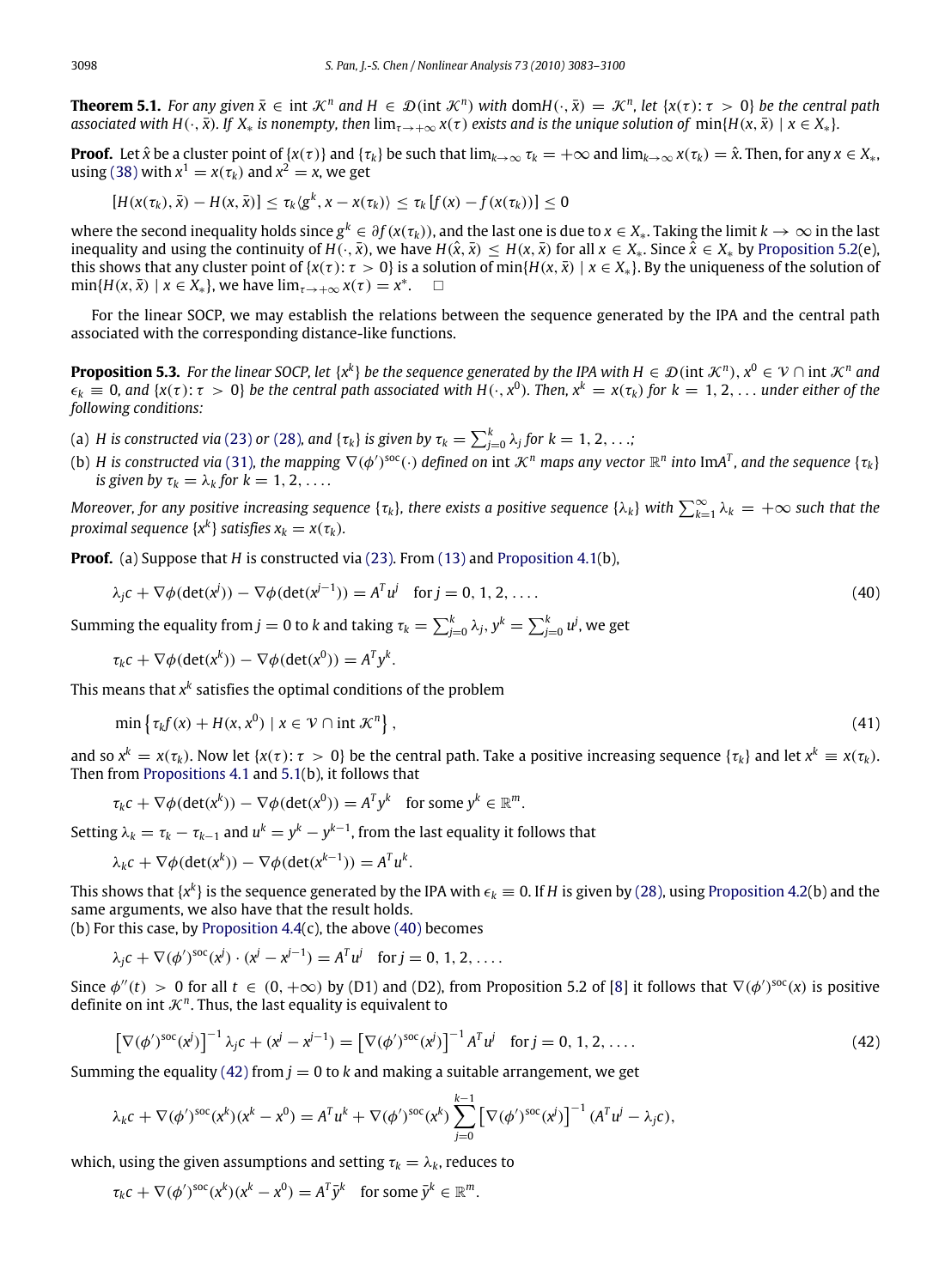**Theorem 5.1.** *For any given $\bar{x} \in \operatorname{int} \mathcal{K}^n$ and $H \in \mathcal{D}(\operatorname{int} \mathcal{K}^n)$ with $\operatorname{dom} H(\cdot, \bar{x}) = \mathcal{K}^n$, let $\{x(\tau) : \tau > 0\}$ be the central path associated with $H(\cdot, \bar{x})$. If $X_*$ is nonempty, then $\lim_{\tau \to +\infty} x(\tau)$ exists and is the unique solution of $\min\{H(x, \bar{x}) \mid x \in X_*\}$.*

**Proof.** Let $\hat{x}$ be a cluster point of $\{x(\tau)\}$ and $\{\tau_k\}$ be such that $\lim_{k\to\infty} \tau_k = +\infty$ and $\lim_{k\to\infty} x(\tau_k) = \hat{x}$. Then, for any $x \in X_*$, using (38) with $x^1 = x(\tau_k)$ and $x^2 = x$, we get

$$[H(x(\tau_k), \bar{x}) - H(x, \bar{x})] \le \tau_k \langle g^k, x - x(\tau_k) \rangle \le \tau_k [f(x) - f(x(\tau_k))] \le 0$$

where the second inequality holds since $g^k \in \partial f(x(\tau_k))$, and the last one is due to $x \in X_*$. Taking the limit $k \to \infty$ in the last inequality and using the continuity of $H(\cdot, \bar{x})$, we have $H(\hat{x}, \bar{x}) \le H(x, \bar{x})$ for all $x \in X_*$. Since $\hat{x} \in X_*$ by Proposition 5.2(e), this shows that any cluster point of $\{x(\tau) : \tau > 0\}$ is a solution of $\min\{H(x, \bar{x}) \mid x \in X_*\}$. By the uniqueness of the solution of $\min\{H(x, \bar{x}) \mid x \in X_*\}$, we have $\lim_{\tau \to +\infty} x(\tau) = x^*$. $\square$

For the linear SOCP, we may establish the relations between the sequence generated by the IPA and the central path associated with the corresponding distance-like functions.

**Proposition 5.3.** *For the linear SOCP, let $\{x^k\}$ be the sequence generated by the IPA with $H \in \mathcal{D}(\operatorname{int} \mathcal{K}^n)$, $x^0 \in \mathcal{V} \cap \operatorname{int} \mathcal{K}^n$ and $\epsilon_k \equiv 0$, and $\{x(\tau) : \tau > 0\}$ be the central path associated with $H(\cdot, x^0)$. Then, $x^k = x(\tau_k)$ for $k = 1, 2, \ldots$ under either of the following conditions:*

(a) *$H$ is constructed via (23) or (28), and $\{\tau_k\}$ is given by $\tau_k = \sum_{j=0}^{k} \lambda_j$ for $k = 1, 2, \ldots$;*

(b) *$H$ is constructed via (31), the mapping $\nabla(\phi')^{\mathrm{soc}}(\cdot)$ defined on $\operatorname{int} \mathcal{K}^n$ maps any vector $\mathbb{R}^n$ into $\operatorname{Im} A^T$, and the sequence $\{\tau_k\}$ is given by $\tau_k = \lambda_k$ for $k = 1, 2, \ldots$.*

*Moreover, for any positive increasing sequence $\{\tau_k\}$, there exists a positive sequence $\{\lambda_k\}$ with $\sum_{k=1}^{\infty} \lambda_k = +\infty$ such that the proximal sequence $\{x^k\}$ satisfies $x_k = x(\tau_k)$.*

**Proof.** (a) Suppose that $H$ is constructed via (23). From (13) and Proposition 4.1(b),

$$\lambda_j c + \nabla\phi(\det(x^j)) - \nabla\phi(\det(x^{j-1})) = A^T u^j \quad \text{for } j = 0, 1, 2, \ldots. \tag{40}$$

Summing the equality from $j = 0$ to $k$ and taking $\tau_k = \sum_{j=0}^{k} \lambda_j$, $y^k = \sum_{j=0}^{k} u^j$, we get

$$\tau_k c + \nabla\phi(\det(x^k)) - \nabla\phi(\det(x^0)) = A^T y^k.$$

This means that $x^k$ satisfies the optimal conditions of the problem

$$\min\left\{\tau_k f(x) + H(x, x^0) \mid x \in \mathcal{V} \cap \operatorname{int} \mathcal{K}^n\right\}, \tag{41}$$

and so $x^k = x(\tau_k)$. Now let $\{x(\tau) : \tau > 0\}$ be the central path. Take a positive increasing sequence $\{\tau_k\}$ and let $x^k \equiv x(\tau_k)$. Then from Propositions 4.1 and 5.1(b), it follows that

$$\tau_k c + \nabla\phi(\det(x^k)) - \nabla\phi(\det(x^0)) = A^T y^k \quad \text{for some } y^k \in \mathbb{R}^m.$$

Setting $\lambda_k = \tau_k - \tau_{k-1}$ and $u^k = y^k - y^{k-1}$, from the last equality it follows that

$$\lambda_k c + \nabla\phi(\det(x^k)) - \nabla\phi(\det(x^{k-1})) = A^T u^k.$$

This shows that $\{x^k\}$ is the sequence generated by the IPA with $\epsilon_k \equiv 0$. If $H$ is given by (28), using Proposition 4.2(b) and the same arguments, we also have that the result holds.

(b) For this case, by Proposition 4.4(c), the above (40) becomes

$$\lambda_j c + \nabla(\phi')^{\mathrm{soc}}(x^j) \cdot (x^j - x^{j-1}) = A^T u^j \quad \text{for } j = 0, 1, 2, \ldots.$$

Since $\phi''(t) > 0$ for all $t \in (0, +\infty)$ by (D1) and (D2), from Proposition 5.2 of [8] it follows that $\nabla(\phi')^{\mathrm{soc}}(x)$ is positive definite on $\operatorname{int} \mathcal{K}^n$. Thus, the last equality is equivalent to

$$\left[\nabla(\phi')^{\mathrm{soc}}(x^j)\right]^{-1} \lambda_j c + (x^j - x^{j-1}) = \left[\nabla(\phi')^{\mathrm{soc}}(x^j)\right]^{-1} A^T u^j \quad \text{for } j = 0, 1, 2, \ldots. \tag{42}$$

Summing the equality (42) from $j = 0$ to $k$ and making a suitable arrangement, we get

$$\lambda_k c + \nabla(\phi')^{\mathrm{soc}}(x^k)(x^k - x^0) = A^T u^k + \nabla(\phi')^{\mathrm{soc}}(x^k) \sum_{j=0}^{k-1} \left[\nabla(\phi')^{\mathrm{soc}}(x^j)\right]^{-1} (A^T u^j - \lambda_j c),$$

which, using the given assumptions and setting $\tau_k = \lambda_k$, reduces to

$$\tau_k c + \nabla(\phi')^{\mathrm{soc}}(x^k)(x^k - x^0) = A^T \bar{y}^k \quad \text{for some } \bar{y}^k \in \mathbb{R}^m.$$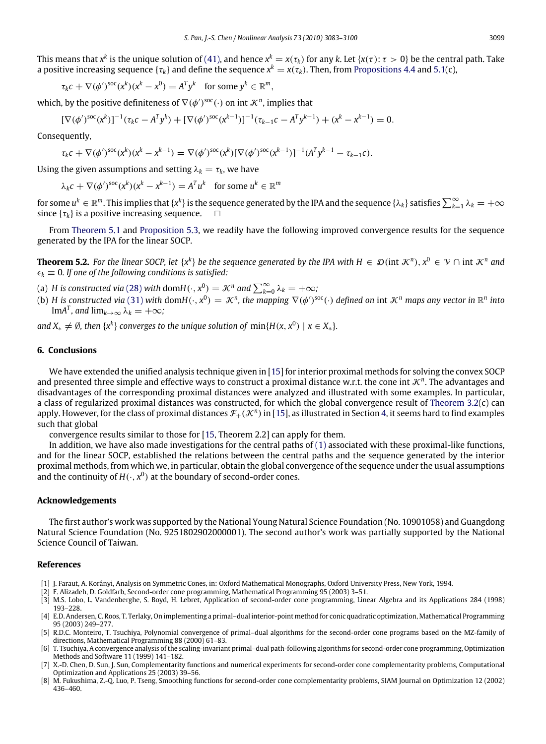This means that $x^k$ is the unique solution of (41), and hence $x^k = x(\tau_k)$ for any $k$. Let $\{x(\tau)\colon \tau > 0\}$ be the central path. Take a positive increasing sequence $\{\tau_k\}$ and define the sequence $x^k = x(\tau_k)$. Then, from Propositions 4.4 and 5.1(c),

$$\tau_k c + \nabla(\phi')^{\mathrm{soc}}(x^k)(x^k - x^0) = A^T y^k \quad \text{for some } y^k \in \mathbb{R}^m,$$

which, by the positive definiteness of $\nabla(\phi')^{\mathrm{soc}}(\cdot)$ on $\operatorname{int}\mathcal{K}^n$, implies that

$$[\nabla(\phi')^{\mathrm{soc}}(x^k)]^{-1}(\tau_k c - A^T y^k) + [\nabla(\phi')^{\mathrm{soc}}(x^{k-1})]^{-1}(\tau_{k-1} c - A^T y^{k-1}) + (x^k - x^{k-1}) = 0.$$

Consequently,

$$\tau_k c + \nabla(\phi')^{\mathrm{soc}}(x^k)(x^k - x^{k-1}) = \nabla(\phi')^{\mathrm{soc}}(x^k)[\nabla(\phi')^{\mathrm{soc}}(x^{k-1})]^{-1}(A^T y^{k-1} - \tau_{k-1} c).$$

Using the given assumptions and setting $\lambda_k = \tau_k$, we have

$$\lambda_k c + \nabla(\phi')^{\mathrm{soc}}(x^k)(x^k - x^{k-1}) = A^T u^k \quad \text{for some } u^k \in \mathbb{R}^m$$

for some $u^k \in \mathbb{R}^m$. This implies that $\{x^k\}$ is the sequence generated by the IPA and the sequence $\{\lambda_k\}$ satisfies $\sum_{k=1}^{\infty} \lambda_k = +\infty$ since $\{\tau_k\}$ is a positive increasing sequence. $\square$

From Theorem 5.1 and Proposition 5.3, we readily have the following improved convergence results for the sequence generated by the IPA for the linear SOCP.

**Theorem 5.2.** *For the linear SOCP, let $\{x^k\}$ be the sequence generated by the IPA with $H \in \mathfrak{D}(\operatorname{int}\mathcal{K}^n)$, $x^0 \in \mathcal{V} \cap \operatorname{int}\mathcal{K}^n$ and $\epsilon_k \equiv 0$. If one of the following conditions is satisfied:*

(a) *$H$ is constructed via (28) with $\operatorname{dom}H(\cdot, x^0) = \mathcal{K}^n$ and $\sum_{k=0}^{\infty} \lambda_k = +\infty$;*
(b) *$H$ is constructed via (31) with $\operatorname{dom}H(\cdot, x^0) = \mathcal{K}^n$, the mapping $\nabla(\phi')^{\mathrm{soc}}(\cdot)$ defined on $\operatorname{int}\mathcal{K}^n$ maps any vector in $\mathbb{R}^n$ into $\operatorname{Im}A^T$, and $\lim_{k\to\infty} \lambda_k = +\infty$;*

*and $X_* \neq \emptyset$, then $\{x^k\}$ converges to the unique solution of $\min\{H(x, x^0) \mid x \in X_*\}$.*

## 6. Conclusions

We have extended the unified analysis technique given in [15] for interior proximal methods for solving the convex SOCP and presented three simple and effective ways to construct a proximal distance w.r.t. the cone $\operatorname{int}\mathcal{K}^n$. The advantages and disadvantages of the corresponding proximal distances were analyzed and illustrated with some examples. In particular, a class of regularized proximal distances was constructed, for which the global convergence result of Theorem 3.2(c) can apply. However, for the class of proximal distances $\mathcal{F}_+(\mathcal{K}^n)$ in [15], as illustrated in Section 4, it seems hard to find examples such that global

convergence results similar to those for [15, Theorem 2.2] can apply for them.

In addition, we have also made investigations for the central paths of (1) associated with these proximal-like functions, and for the linear SOCP, established the relations between the central paths and the sequence generated by the interior proximal methods, from which we, in particular, obtain the global convergence of the sequence under the usual assumptions and the continuity of $H(\cdot, x^0)$ at the boundary of second-order cones.

## Acknowledgements

The first author's work was supported by the National Young Natural Science Foundation (No. 10901058) and Guangdong Natural Science Foundation (No. 9251802902000001). The second author's work was partially supported by the National Science Council of Taiwan.

## References

[1] J. Faraut, A. Korányi, Analysis on Symmetric Cones, in: Oxford Mathematical Monographs, Oxford University Press, New York, 1994.
[2] F. Alizadeh, D. Goldfarb, Second-order cone programming, Mathematical Programming 95 (2003) 3–51.
[3] M.S. Lobo, L. Vandenberghe, S. Boyd, H. Lebret, Application of second-order cone programming, Linear Algebra and its Applications 284 (1998) 193–228.
[4] E.D. Andersen, C. Roos, T. Terlaky, On implementing a primal–dual interior-point method for conic quadratic optimization, Mathematical Programming 95 (2003) 249–277.
[5] R.D.C. Monteiro, T. Tsuchiya, Polynomial convergence of primal–dual algorithms for the second-order cone programs based on the MZ-family of directions, Mathematical Programming 88 (2000) 61–83.
[6] T. Tsuchiya, A convergence analysis of the scaling-invariant primal–dual path-following algorithms for second-order cone programming, Optimization Methods and Software 11 (1999) 141–182.
[7] X.-D. Chen, D. Sun, J. Sun, Complementarity functions and numerical experiments for second-order cone complementarity problems, Computational Optimization and Applications 25 (2003) 39–56.
[8] M. Fukushima, Z.-Q. Luo, P. Tseng, Smoothing functions for second-order cone complementarity problems, SIAM Journal on Optimization 12 (2002) 436–460.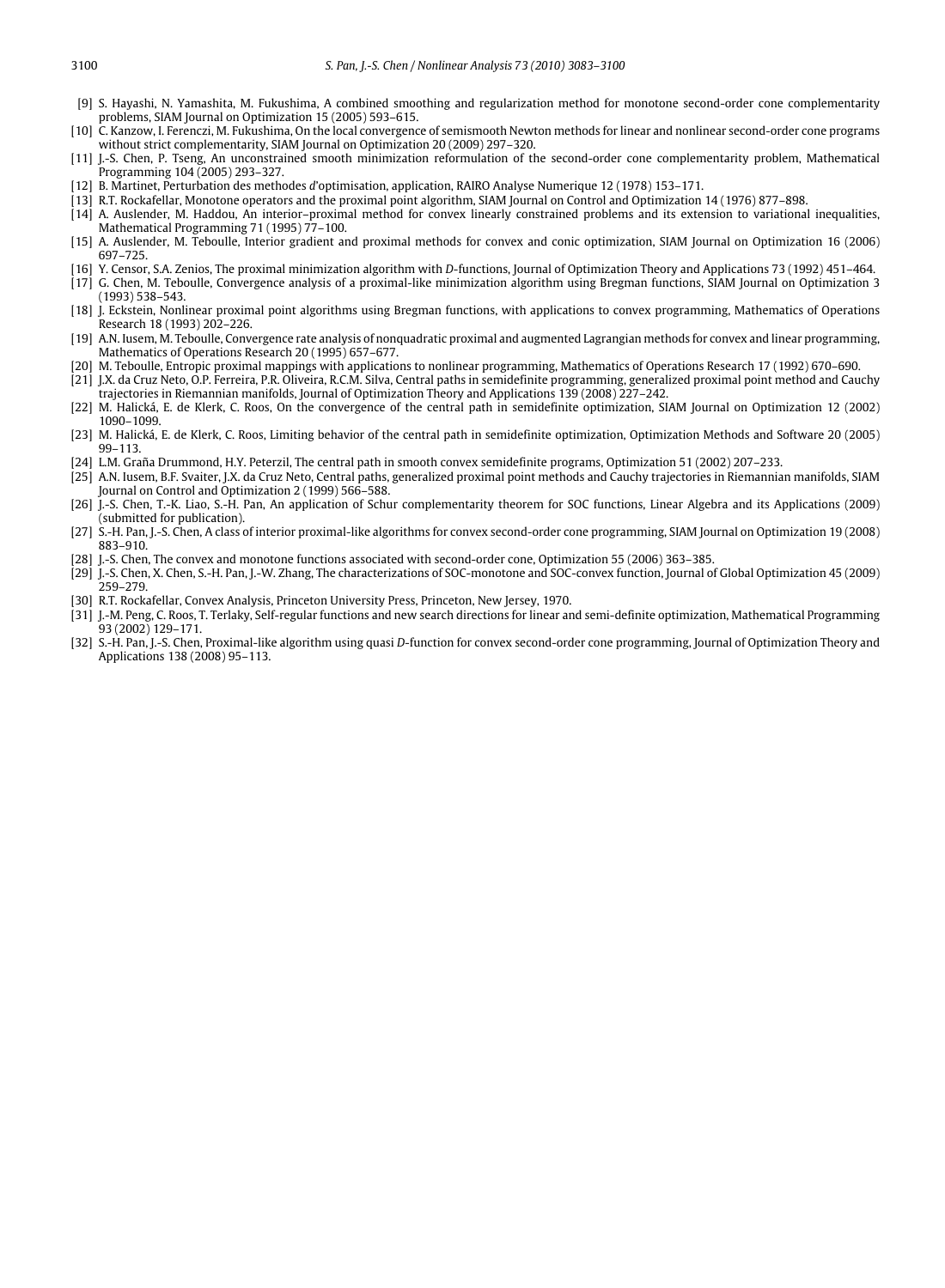[9] S. Hayashi, N. Yamashita, M. Fukushima, A combined smoothing and regularization method for monotone second-order cone complementarity problems, SIAM Journal on Optimization 15 (2005) 593–615.

[10] C. Kanzow, I. Ferenczi, M. Fukushima, On the local convergence of semismooth Newton methods for linear and nonlinear second-order cone programs without strict complementarity, SIAM Journal on Optimization 20 (2009) 297–320.

[11] J.-S. Chen, P. Tseng, An unconstrained smooth minimization reformulation of the second-order cone complementarity problem, Mathematical Programming 104 (2005) 293–327.

[12] B. Martinet, Perturbation des methodes d'optimisation, application, RAIRO Analyse Numerique 12 (1978) 153–171.

[13] R.T. Rockafellar, Monotone operators and the proximal point algorithm, SIAM Journal on Control and Optimization 14 (1976) 877–898.

[14] A. Auslender, M. Haddou, An interior–proximal method for convex linearly constrained problems and its extension to variational inequalities, Mathematical Programming 71 (1995) 77–100.

[15] A. Auslender, M. Teboulle, Interior gradient and proximal methods for convex and conic optimization, SIAM Journal on Optimization 16 (2006) 697–725.

[16] Y. Censor, S.A. Zenios, The proximal minimization algorithm with *D*-functions, Journal of Optimization Theory and Applications 73 (1992) 451–464.

[17] G. Chen, M. Teboulle, Convergence analysis of a proximal-like minimization algorithm using Bregman functions, SIAM Journal on Optimization 3 (1993) 538–543.

[18] J. Eckstein, Nonlinear proximal point algorithms using Bregman functions, with applications to convex programming, Mathematics of Operations Research 18 (1993) 202–226.

[19] A.N. Iusem, M. Teboulle, Convergence rate analysis of nonquadratic proximal and augmented Lagrangian methods for convex and linear programming, Mathematics of Operations Research 20 (1995) 657–677.

[20] M. Teboulle, Entropic proximal mappings with applications to nonlinear programming, Mathematics of Operations Research 17 (1992) 670–690.

[21] J.X. da Cruz Neto, O.P. Ferreira, P.R. Oliveira, R.C.M. Silva, Central paths in semidefinite programming, generalized proximal point method and Cauchy trajectories in Riemannian manifolds, Journal of Optimization Theory and Applications 139 (2008) 227–242.

[22] M. Halická, E. de Klerk, C. Roos, On the convergence of the central path in semidefinite optimization, SIAM Journal on Optimization 12 (2002) 1090–1099.

[23] M. Halická, E. de Klerk, C. Roos, Limiting behavior of the central path in semidefinite optimization, Optimization Methods and Software 20 (2005) 99–113.

[24] L.M. Graña Drummond, H.Y. Peterzil, The central path in smooth convex semidefinite programs, Optimization 51 (2002) 207–233.

[25] A.N. Iusem, B.F. Svaiter, J.X. da Cruz Neto, Central paths, generalized proximal point methods and Cauchy trajectories in Riemannian manifolds, SIAM Journal on Control and Optimization 2 (1999) 566–588.

[26] J.-S. Chen, T.-K. Liao, S.-H. Pan, An application of Schur complementarity theorem for SOC functions, Linear Algebra and its Applications (2009) (submitted for publication).

[27] S.-H. Pan, J.-S. Chen, A class of interior proximal-like algorithms for convex second-order cone programming, SIAM Journal on Optimization 19 (2008) 883–910.

[28] J.-S. Chen, The convex and monotone functions associated with second-order cone, Optimization 55 (2006) 363–385.

[29] J.-S. Chen, X. Chen, S.-H. Pan, J.-W. Zhang, The characterizations of SOC-monotone and SOC-convex function, Journal of Global Optimization 45 (2009) 259–279.

[30] R.T. Rockafellar, Convex Analysis, Princeton University Press, Princeton, New Jersey, 1970.

[31] J.-M. Peng, C. Roos, T. Terlaky, Self-regular functions and new search directions for linear and semi-definite optimization, Mathematical Programming 93 (2002) 129–171.

[32] S.-H. Pan, J.-S. Chen, Proximal-like algorithm using quasi *D*-function for convex second-order cone programming, Journal of Optimization Theory and Applications 138 (2008) 95–113.